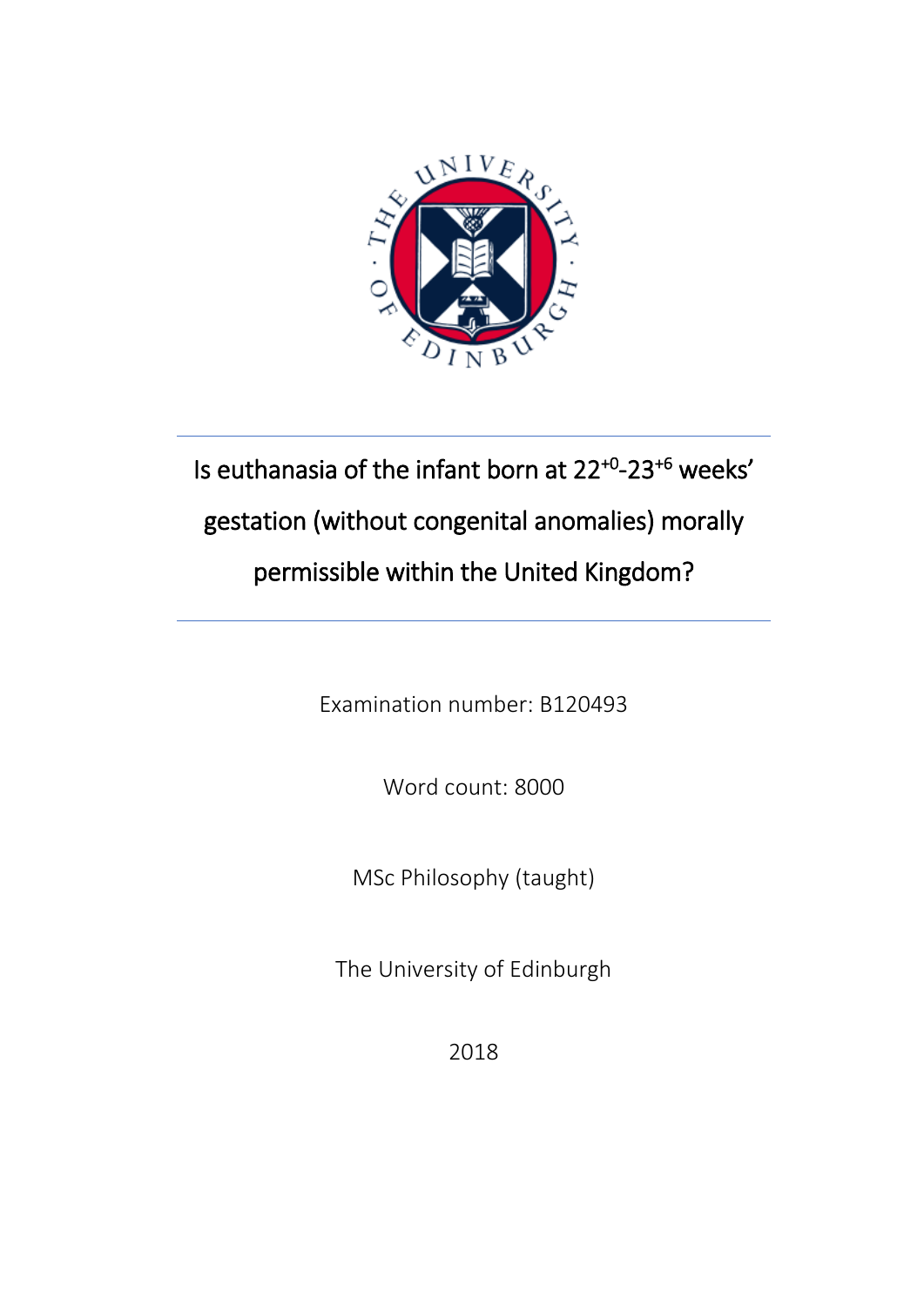# Is euthanasia of the infant born at $22^{+0}$-$23^{+6}$ weeks' gestation (without congenital anomalies) morally permissible within the United Kingdom?

Examination number: B120493

Word count: 8000

MSc Philosophy (taught)

The University of Edinburgh

2018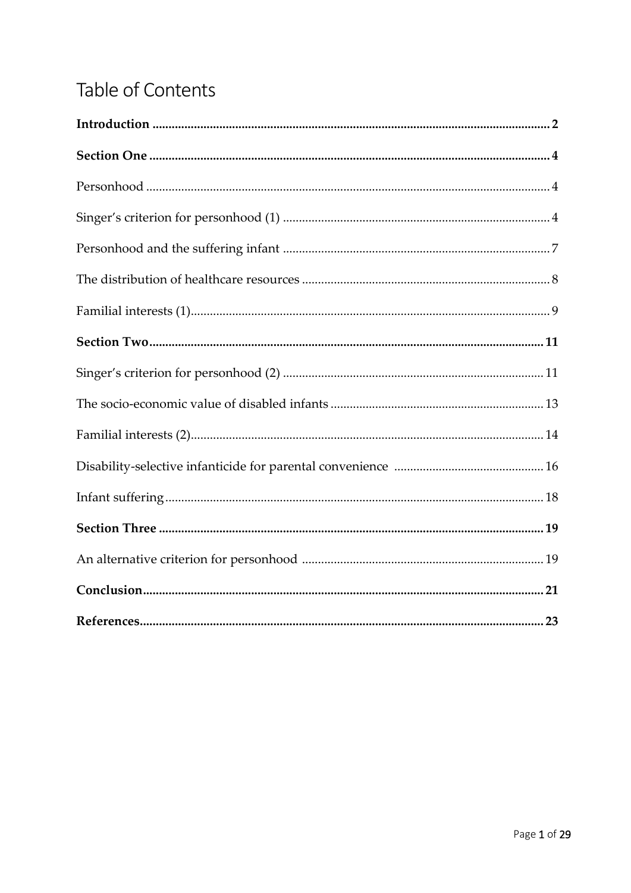# Table of Contents

**Introduction** ........................................................................................................... **2**

**Section One** ........................................................................................................... **4**

Personhood ........................................................................................................... 4

Singer's criterion for personhood (1) ........................................................................... 4

Personhood and the suffering infant ........................................................................... 7

The distribution of healthcare resources ...................................................................... 8

Familial interests (1) .................................................................................................. 9

**Section Two** ........................................................................................................... **11**

Singer's criterion for personhood (2) ........................................................................... 11

The socio-economic value of disabled infants ............................................................. 13

Familial interests (2) .................................................................................................. 14

Disability-selective infanticide for parental convenience .............................................. 16

Infant suffering ......................................................................................................... 18

**Section Three** ......................................................................................................... **19**

An alternative criterion for personhood ...................................................................... 19

**Conclusion** ............................................................................................................. **21**

**References** .............................................................................................................. **23**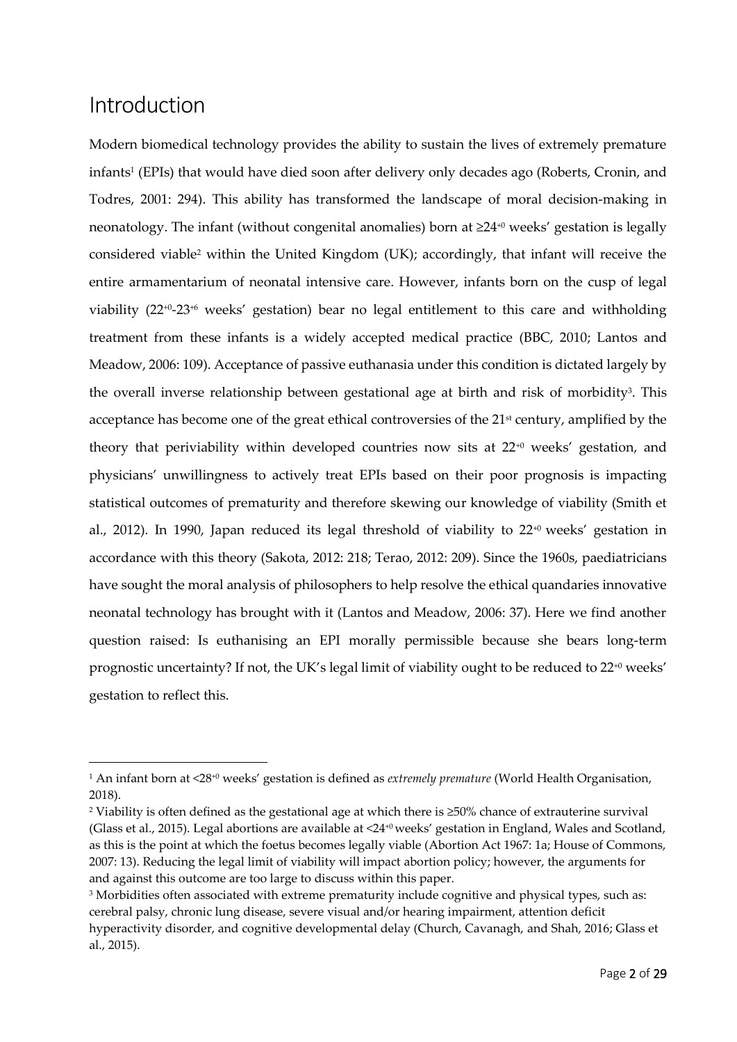## Introduction

Modern biomedical technology provides the ability to sustain the lives of extremely premature infants[1] (EPIs) that would have died soon after delivery only decades ago (Roberts, Cronin, and Todres, 2001: 294). This ability has transformed the landscape of moral decision-making in neonatology. The infant (without congenital anomalies) born at $\geq 24^{+0}$ weeks' gestation is legally considered viable[2] within the United Kingdom (UK); accordingly, that infant will receive the entire armamentarium of neonatal intensive care. However, infants born on the cusp of legal viability ($22^{+0}$-$23^{+6}$ weeks' gestation) bear no legal entitlement to this care and withholding treatment from these infants is a widely accepted medical practice (BBC, 2010; Lantos and Meadow, 2006: 109). Acceptance of passive euthanasia under this condition is dictated largely by the overall inverse relationship between gestational age at birth and risk of morbidity[3]. This acceptance has become one of the great ethical controversies of the 21st century, amplified by the theory that periviability within developed countries now sits at $22^{+0}$ weeks' gestation, and physicians' unwillingness to actively treat EPIs based on their poor prognosis is impacting statistical outcomes of prematurity and therefore skewing our knowledge of viability (Smith et al., 2012). In 1990, Japan reduced its legal threshold of viability to $22^{+0}$ weeks' gestation in accordance with this theory (Sakota, 2012: 218; Terao, 2012: 209). Since the 1960s, paediatricians have sought the moral analysis of philosophers to help resolve the ethical quandaries innovative neonatal technology has brought with it (Lantos and Meadow, 2006: 37). Here we find another question raised: Is euthanising an EPI morally permissible because she bears long-term prognostic uncertainty? If not, the UK's legal limit of viability ought to be reduced to $22^{+0}$ weeks' gestation to reflect this.

---

[1] An infant born at $<28^{+0}$ weeks' gestation is defined as *extremely premature* (World Health Organisation, 2018).

[2] Viability is often defined as the gestational age at which there is ≥50% chance of extrauterine survival (Glass et al., 2015). Legal abortions are available at $<24^{+0}$ weeks' gestation in England, Wales and Scotland, as this is the point at which the foetus becomes legally viable (Abortion Act 1967: 1a; House of Commons, 2007: 13). Reducing the legal limit of viability will impact abortion policy; however, the arguments for and against this outcome are too large to discuss within this paper.

[3] Morbidities often associated with extreme prematurity include cognitive and physical types, such as: cerebral palsy, chronic lung disease, severe visual and/or hearing impairment, attention deficit hyperactivity disorder, and cognitive developmental delay (Church, Cavanagh, and Shah, 2016; Glass et al., 2015).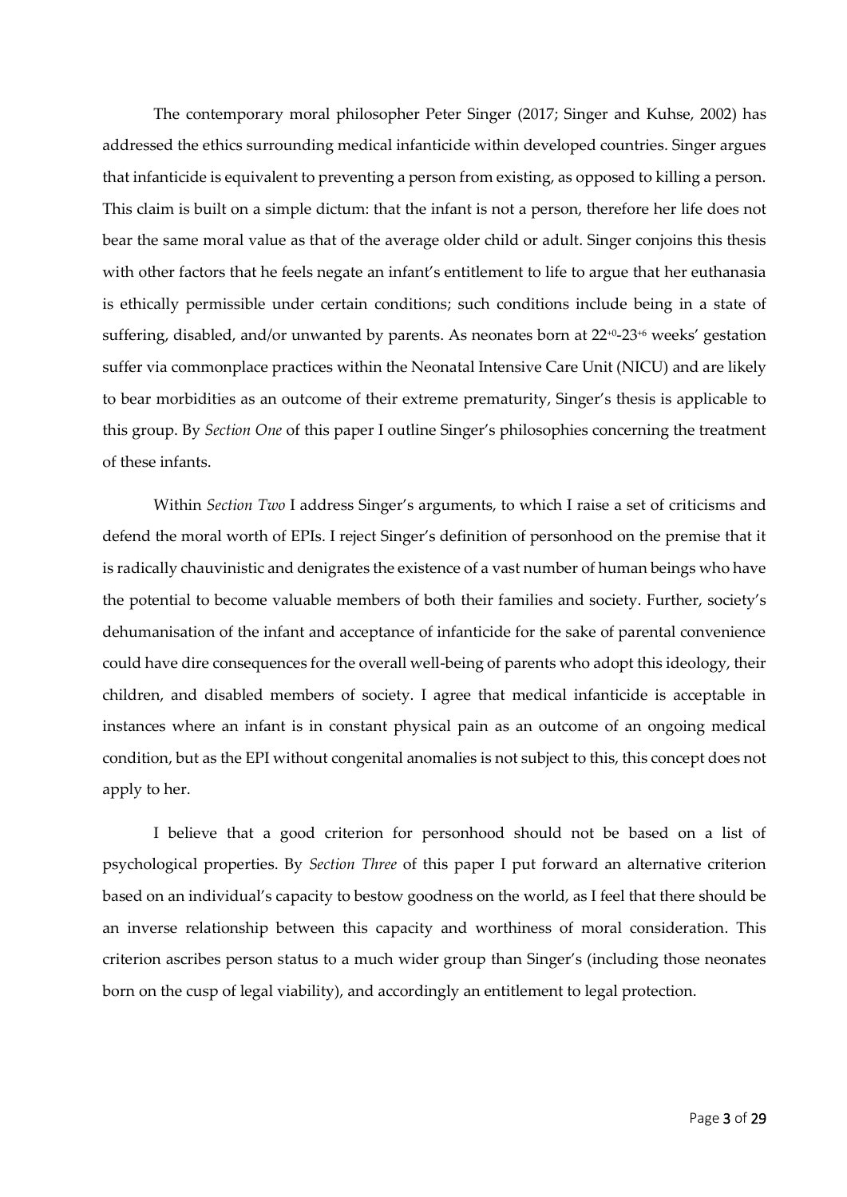The contemporary moral philosopher Peter Singer (2017; Singer and Kuhse, 2002) has addressed the ethics surrounding medical infanticide within developed countries. Singer argues that infanticide is equivalent to preventing a person from existing, as opposed to killing a person. This claim is built on a simple dictum: that the infant is not a person, therefore her life does not bear the same moral value as that of the average older child or adult. Singer conjoins this thesis with other factors that he feels negate an infant's entitlement to life to argue that her euthanasia is ethically permissible under certain conditions; such conditions include being in a state of suffering, disabled, and/or unwanted by parents. As neonates born at $22^{+0}$-$23^{+6}$ weeks' gestation suffer via commonplace practices within the Neonatal Intensive Care Unit (NICU) and are likely to bear morbidities as an outcome of their extreme prematurity, Singer's thesis is applicable to this group. By *Section One* of this paper I outline Singer's philosophies concerning the treatment of these infants.

Within *Section Two* I address Singer's arguments, to which I raise a set of criticisms and defend the moral worth of EPIs. I reject Singer's definition of personhood on the premise that it is radically chauvinistic and denigrates the existence of a vast number of human beings who have the potential to become valuable members of both their families and society. Further, society's dehumanisation of the infant and acceptance of infanticide for the sake of parental convenience could have dire consequences for the overall well-being of parents who adopt this ideology, their children, and disabled members of society. I agree that medical infanticide is acceptable in instances where an infant is in constant physical pain as an outcome of an ongoing medical condition, but as the EPI without congenital anomalies is not subject to this, this concept does not apply to her.

I believe that a good criterion for personhood should not be based on a list of psychological properties. By *Section Three* of this paper I put forward an alternative criterion based on an individual's capacity to bestow goodness on the world, as I feel that there should be an inverse relationship between this capacity and worthiness of moral consideration. This criterion ascribes person status to a much wider group than Singer's (including those neonates born on the cusp of legal viability), and accordingly an entitlement to legal protection.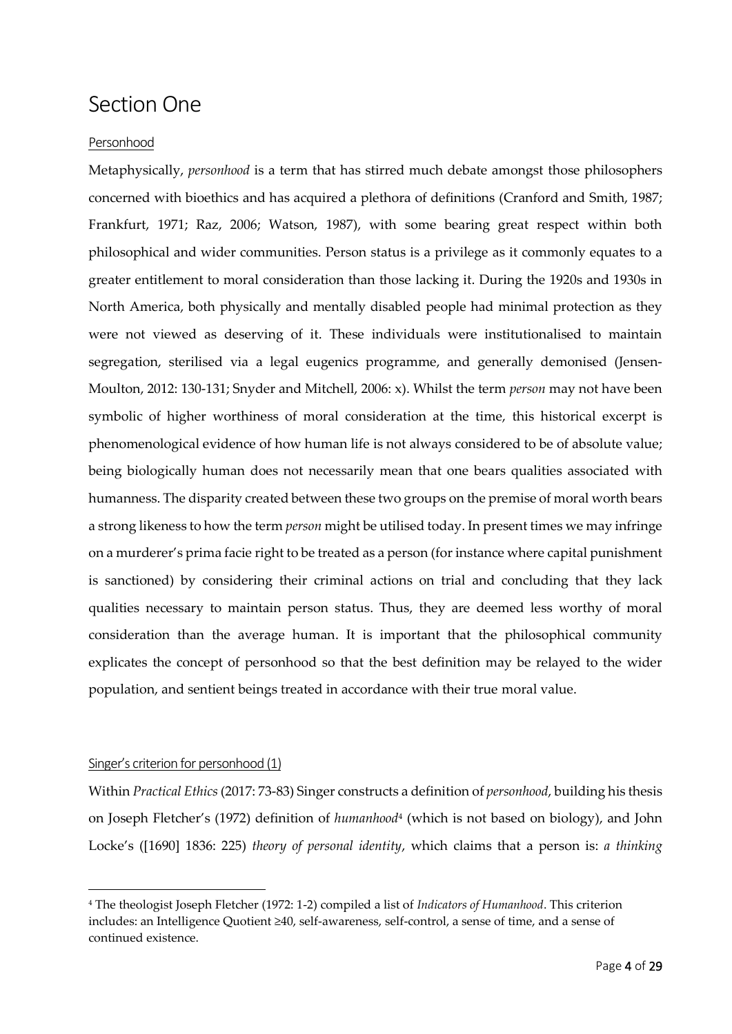# Section One

## Personhood

Metaphysically, *personhood* is a term that has stirred much debate amongst those philosophers concerned with bioethics and has acquired a plethora of definitions (Cranford and Smith, 1987; Frankfurt, 1971; Raz, 2006; Watson, 1987), with some bearing great respect within both philosophical and wider communities. Person status is a privilege as it commonly equates to a greater entitlement to moral consideration than those lacking it. During the 1920s and 1930s in North America, both physically and mentally disabled people had minimal protection as they were not viewed as deserving of it. These individuals were institutionalised to maintain segregation, sterilised via a legal eugenics programme, and generally demonised (Jensen-Moulton, 2012: 130-131; Snyder and Mitchell, 2006: x). Whilst the term *person* may not have been symbolic of higher worthiness of moral consideration at the time, this historical excerpt is phenomenological evidence of how human life is not always considered to be of absolute value; being biologically human does not necessarily mean that one bears qualities associated with humanness. The disparity created between these two groups on the premise of moral worth bears a strong likeness to how the term *person* might be utilised today. In present times we may infringe on a murderer's prima facie right to be treated as a person (for instance where capital punishment is sanctioned) by considering their criminal actions on trial and concluding that they lack qualities necessary to maintain person status. Thus, they are deemed less worthy of moral consideration than the average human. It is important that the philosophical community explicates the concept of personhood so that the best definition may be relayed to the wider population, and sentient beings treated in accordance with their true moral value.

## Singer's criterion for personhood (1)

Within *Practical Ethics* (2017: 73-83) Singer constructs a definition of *personhood*, building his thesis on Joseph Fletcher's (1972) definition of *humanhood*[4] (which is not based on biology), and John Locke's ([1690] 1836: 225) *theory of personal identity*, which claims that a person is: *a thinking*

---

[4] The theologist Joseph Fletcher (1972: 1-2) compiled a list of *Indicators of Humanhood*. This criterion includes: an Intelligence Quotient ≥40, self-awareness, self-control, a sense of time, and a sense of continued existence.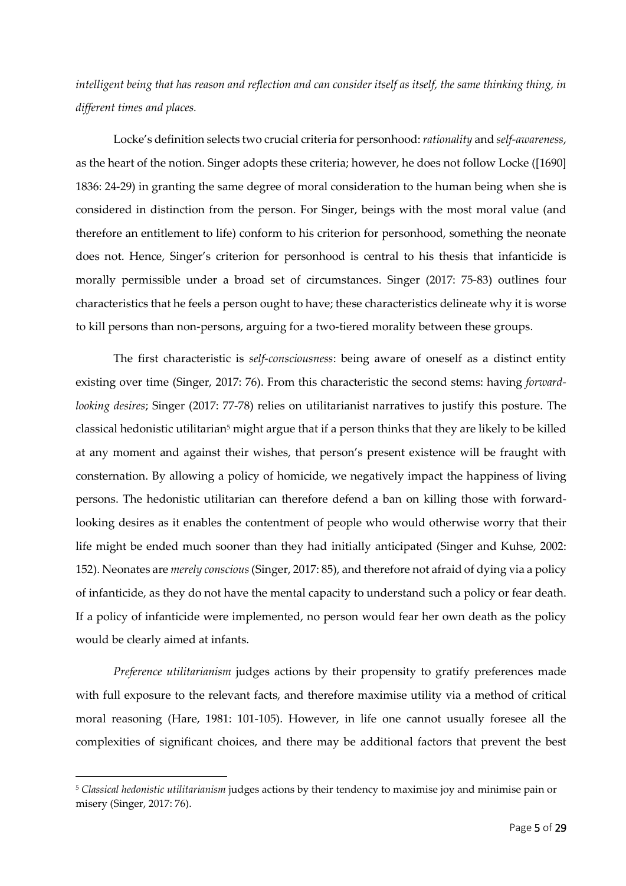*intelligent being that has reason and reflection and can consider itself as itself, the same thinking thing, in different times and places.*

Locke's definition selects two crucial criteria for personhood: *rationality* and *self-awareness*, as the heart of the notion. Singer adopts these criteria; however, he does not follow Locke ([1690] 1836: 24-29) in granting the same degree of moral consideration to the human being when she is considered in distinction from the person. For Singer, beings with the most moral value (and therefore an entitlement to life) conform to his criterion for personhood, something the neonate does not. Hence, Singer's criterion for personhood is central to his thesis that infanticide is morally permissible under a broad set of circumstances. Singer (2017: 75-83) outlines four characteristics that he feels a person ought to have; these characteristics delineate why it is worse to kill persons than non-persons, arguing for a two-tiered morality between these groups.

The first characteristic is *self-consciousness*: being aware of oneself as a distinct entity existing over time (Singer, 2017: 76). From this characteristic the second stems: having *forward-looking desires*; Singer (2017: 77-78) relies on utilitarianist narratives to justify this posture. The classical hedonistic utilitarian[5] might argue that if a person thinks that they are likely to be killed at any moment and against their wishes, that person's present existence will be fraught with consternation. By allowing a policy of homicide, we negatively impact the happiness of living persons. The hedonistic utilitarian can therefore defend a ban on killing those with forward-looking desires as it enables the contentment of people who would otherwise worry that their life might be ended much sooner than they had initially anticipated (Singer and Kuhse, 2002: 152). Neonates are *merely conscious* (Singer, 2017: 85), and therefore not afraid of dying via a policy of infanticide, as they do not have the mental capacity to understand such a policy or fear death. If a policy of infanticide were implemented, no person would fear her own death as the policy would be clearly aimed at infants.

*Preference utilitarianism* judges actions by their propensity to gratify preferences made with full exposure to the relevant facts, and therefore maximise utility via a method of critical moral reasoning (Hare, 1981: 101-105). However, in life one cannot usually foresee all the complexities of significant choices, and there may be additional factors that prevent the best

---

[5] *Classical hedonistic utilitarianism* judges actions by their tendency to maximise joy and minimise pain or misery (Singer, 2017: 76).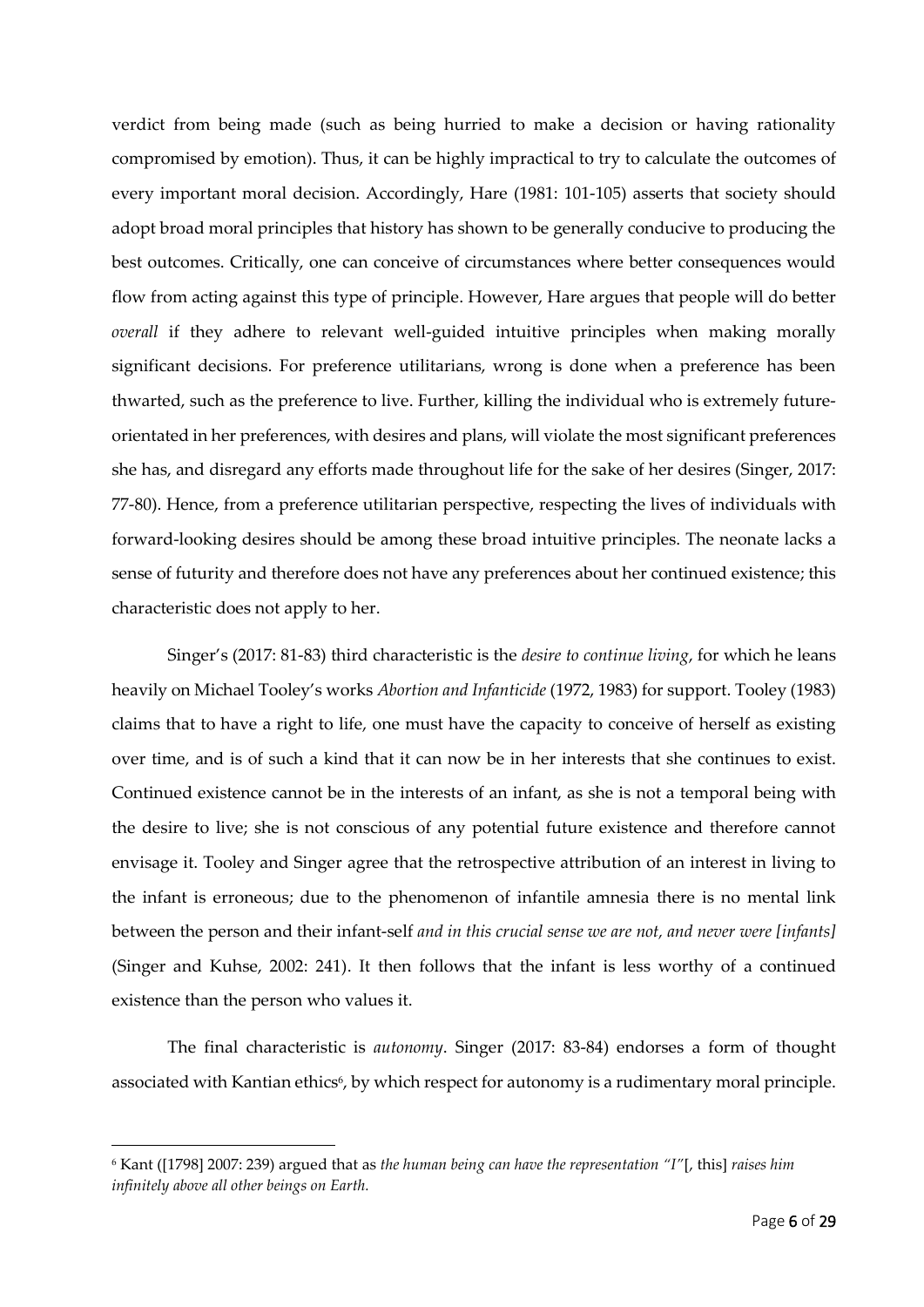verdict from being made (such as being hurried to make a decision or having rationality compromised by emotion). Thus, it can be highly impractical to try to calculate the outcomes of every important moral decision. Accordingly, Hare (1981: 101-105) asserts that society should adopt broad moral principles that history has shown to be generally conducive to producing the best outcomes. Critically, one can conceive of circumstances where better consequences would flow from acting against this type of principle. However, Hare argues that people will do better *overall* if they adhere to relevant well-guided intuitive principles when making morally significant decisions. For preference utilitarians, wrong is done when a preference has been thwarted, such as the preference to live. Further, killing the individual who is extremely future-orientated in her preferences, with desires and plans, will violate the most significant preferences she has, and disregard any efforts made throughout life for the sake of her desires (Singer, 2017: 77-80). Hence, from a preference utilitarian perspective, respecting the lives of individuals with forward-looking desires should be among these broad intuitive principles. The neonate lacks a sense of futurity and therefore does not have any preferences about her continued existence; this characteristic does not apply to her.

Singer's (2017: 81-83) third characteristic is the *desire to continue living*, for which he leans heavily on Michael Tooley's works *Abortion and Infanticide* (1972, 1983) for support. Tooley (1983) claims that to have a right to life, one must have the capacity to conceive of herself as existing over time, and is of such a kind that it can now be in her interests that she continues to exist. Continued existence cannot be in the interests of an infant, as she is not a temporal being with the desire to live; she is not conscious of any potential future existence and therefore cannot envisage it. Tooley and Singer agree that the retrospective attribution of an interest in living to the infant is erroneous; due to the phenomenon of infantile amnesia there is no mental link between the person and their infant-self *and in this crucial sense we are not, and never were [infants]* (Singer and Kuhse, 2002: 241). It then follows that the infant is less worthy of a continued existence than the person who values it.

The final characteristic is *autonomy*. Singer (2017: 83-84) endorses a form of thought associated with Kantian ethics[6], by which respect for autonomy is a rudimentary moral principle.

---

[6] Kant ([1798] 2007: 239) argued that as *the human being can have the representation "I"*[, this] *raises him infinitely above all other beings on Earth.*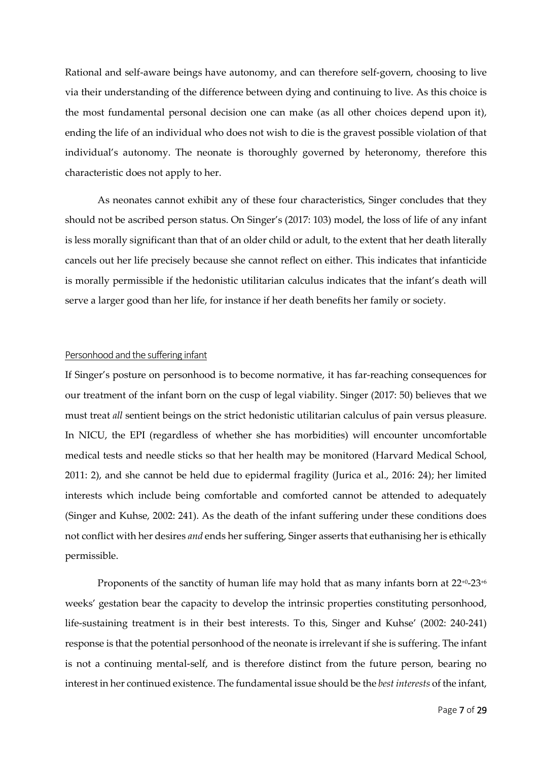Rational and self-aware beings have autonomy, and can therefore self-govern, choosing to live via their understanding of the difference between dying and continuing to live. As this choice is the most fundamental personal decision one can make (as all other choices depend upon it), ending the life of an individual who does not wish to die is the gravest possible violation of that individual's autonomy. The neonate is thoroughly governed by heteronomy, therefore this characteristic does not apply to her.

As neonates cannot exhibit any of these four characteristics, Singer concludes that they should not be ascribed person status. On Singer's (2017: 103) model, the loss of life of any infant is less morally significant than that of an older child or adult, to the extent that her death literally cancels out her life precisely because she cannot reflect on either. This indicates that infanticide is morally permissible if the hedonistic utilitarian calculus indicates that the infant's death will serve a larger good than her life, for instance if her death benefits her family or society.

## Personhood and the suffering infant

If Singer's posture on personhood is to become normative, it has far-reaching consequences for our treatment of the infant born on the cusp of legal viability. Singer (2017: 50) believes that we must treat *all* sentient beings on the strict hedonistic utilitarian calculus of pain versus pleasure. In NICU, the EPI (regardless of whether she has morbidities) will encounter uncomfortable medical tests and needle sticks so that her health may be monitored (Harvard Medical School, 2011: 2), and she cannot be held due to epidermal fragility (Jurica et al., 2016: 24); her limited interests which include being comfortable and comforted cannot be attended to adequately (Singer and Kuhse, 2002: 241). As the death of the infant suffering under these conditions does not conflict with her desires *and* ends her suffering, Singer asserts that euthanising her is ethically permissible.

Proponents of the sanctity of human life may hold that as many infants born at $22^{+0}$-$23^{+6}$ weeks' gestation bear the capacity to develop the intrinsic properties constituting personhood, life-sustaining treatment is in their best interests. To this, Singer and Kuhse' (2002: 240-241) response is that the potential personhood of the neonate is irrelevant if she is suffering. The infant is not a continuing mental-self, and is therefore distinct from the future person, bearing no interest in her continued existence. The fundamental issue should be the *best interests* of the infant,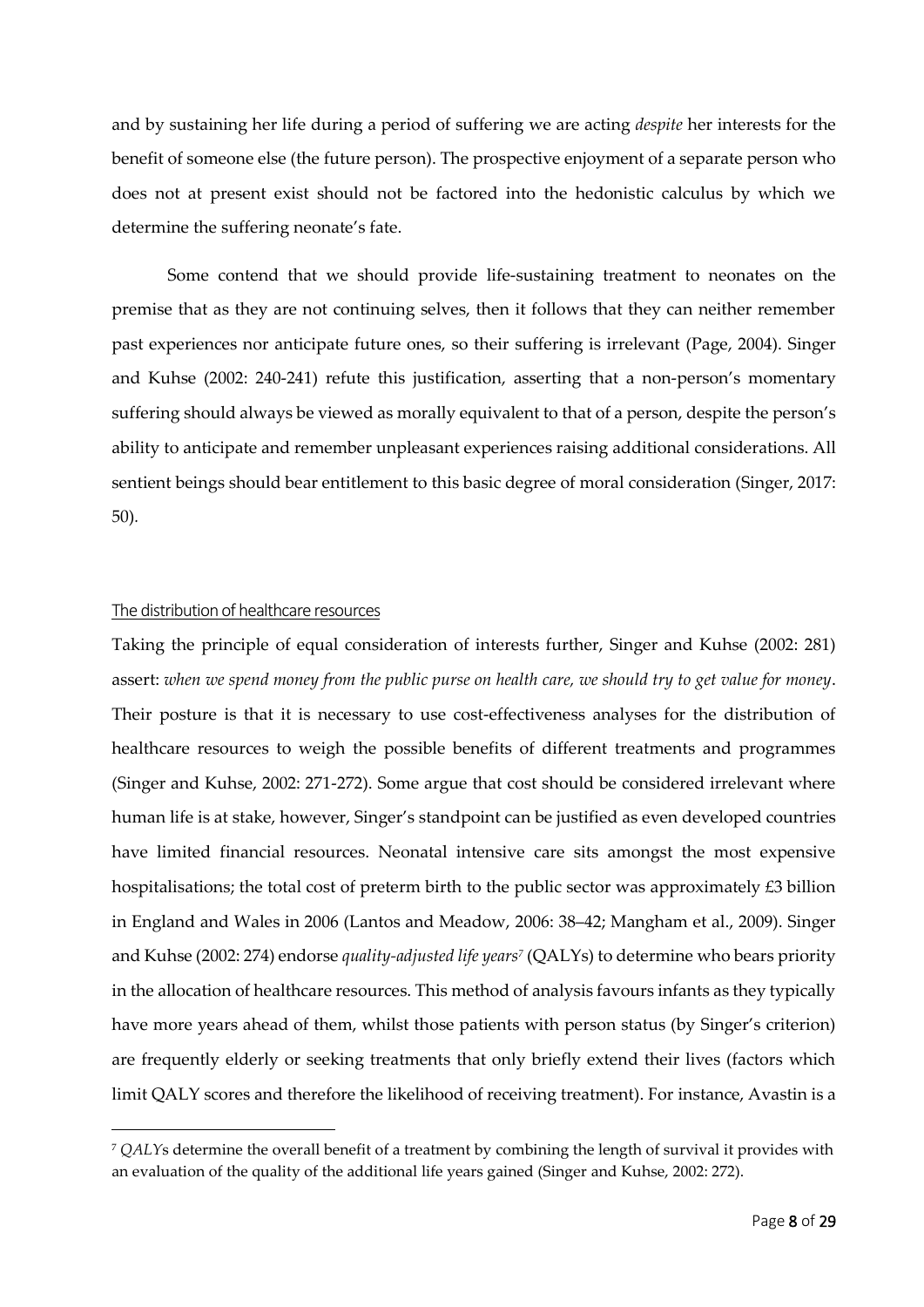and by sustaining her life during a period of suffering we are acting *despite* her interests for the benefit of someone else (the future person). The prospective enjoyment of a separate person who does not at present exist should not be factored into the hedonistic calculus by which we determine the suffering neonate's fate.

Some contend that we should provide life-sustaining treatment to neonates on the premise that as they are not continuing selves, then it follows that they can neither remember past experiences nor anticipate future ones, so their suffering is irrelevant (Page, 2004). Singer and Kuhse (2002: 240-241) refute this justification, asserting that a non-person's momentary suffering should always be viewed as morally equivalent to that of a person, despite the person's ability to anticipate and remember unpleasant experiences raising additional considerations. All sentient beings should bear entitlement to this basic degree of moral consideration (Singer, 2017: 50).

## The distribution of healthcare resources

Taking the principle of equal consideration of interests further, Singer and Kuhse (2002: 281) assert: *when we spend money from the public purse on health care, we should try to get value for money*. Their posture is that it is necessary to use cost-effectiveness analyses for the distribution of healthcare resources to weigh the possible benefits of different treatments and programmes (Singer and Kuhse, 2002: 271-272). Some argue that cost should be considered irrelevant where human life is at stake, however, Singer's standpoint can be justified as even developed countries have limited financial resources. Neonatal intensive care sits amongst the most expensive hospitalisations; the total cost of preterm birth to the public sector was approximately £3 billion in England and Wales in 2006 (Lantos and Meadow, 2006: 38–42; Mangham et al., 2009). Singer and Kuhse (2002: 274) endorse *quality-adjusted life years*[7] (QALYs) to determine who bears priority in the allocation of healthcare resources. This method of analysis favours infants as they typically have more years ahead of them, whilst those patients with person status (by Singer's criterion) are frequently elderly or seeking treatments that only briefly extend their lives (factors which limit QALY scores and therefore the likelihood of receiving treatment). For instance, Avastin is a

[7] *QALYs* determine the overall benefit of a treatment by combining the length of survival it provides with an evaluation of the quality of the additional life years gained (Singer and Kuhse, 2002: 272).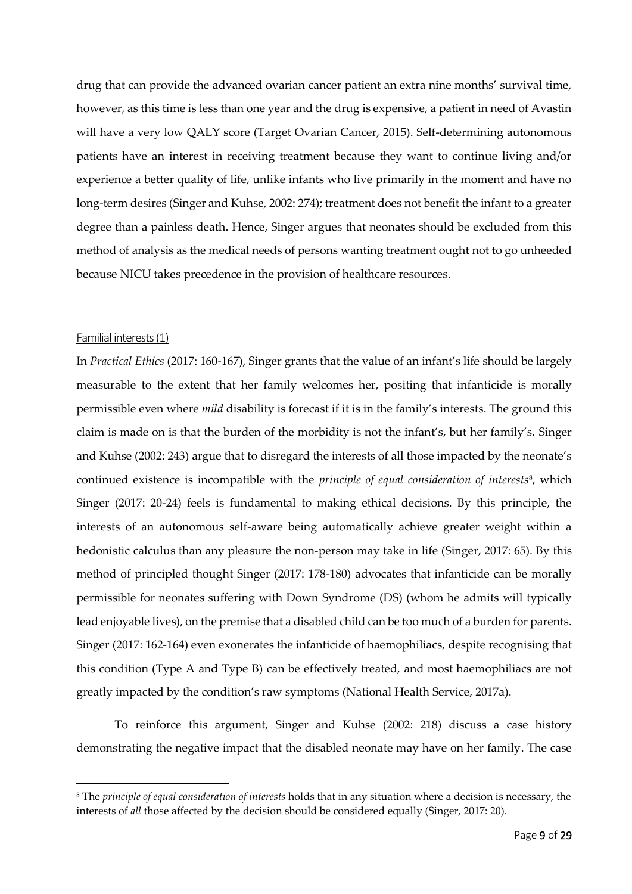drug that can provide the advanced ovarian cancer patient an extra nine months' survival time, however, as this time is less than one year and the drug is expensive, a patient in need of Avastin will have a very low QALY score (Target Ovarian Cancer, 2015). Self-determining autonomous patients have an interest in receiving treatment because they want to continue living and/or experience a better quality of life, unlike infants who live primarily in the moment and have no long-term desires (Singer and Kuhse, 2002: 274); treatment does not benefit the infant to a greater degree than a painless death. Hence, Singer argues that neonates should be excluded from this method of analysis as the medical needs of persons wanting treatment ought not to go unheeded because NICU takes precedence in the provision of healthcare resources.

### Familial interests (1)

In *Practical Ethics* (2017: 160-167), Singer grants that the value of an infant's life should be largely measurable to the extent that her family welcomes her, positing that infanticide is morally permissible even where *mild* disability is forecast if it is in the family's interests. The ground this claim is made on is that the burden of the morbidity is not the infant's, but her family's. Singer and Kuhse (2002: 243) argue that to disregard the interests of all those impacted by the neonate's continued existence is incompatible with the *principle of equal consideration of interests*[8], which Singer (2017: 20-24) feels is fundamental to making ethical decisions. By this principle, the interests of an autonomous self-aware being automatically achieve greater weight within a hedonistic calculus than any pleasure the non-person may take in life (Singer, 2017: 65). By this method of principled thought Singer (2017: 178-180) advocates that infanticide can be morally permissible for neonates suffering with Down Syndrome (DS) (whom he admits will typically lead enjoyable lives), on the premise that a disabled child can be too much of a burden for parents. Singer (2017: 162-164) even exonerates the infanticide of haemophiliacs, despite recognising that this condition (Type A and Type B) can be effectively treated, and most haemophiliacs are not greatly impacted by the condition's raw symptoms (National Health Service, 2017a).

To reinforce this argument, Singer and Kuhse (2002: 218) discuss a case history demonstrating the negative impact that the disabled neonate may have on her family. The case

---

[8] The *principle of equal consideration of interests* holds that in any situation where a decision is necessary, the interests of *all* those affected by the decision should be considered equally (Singer, 2017: 20).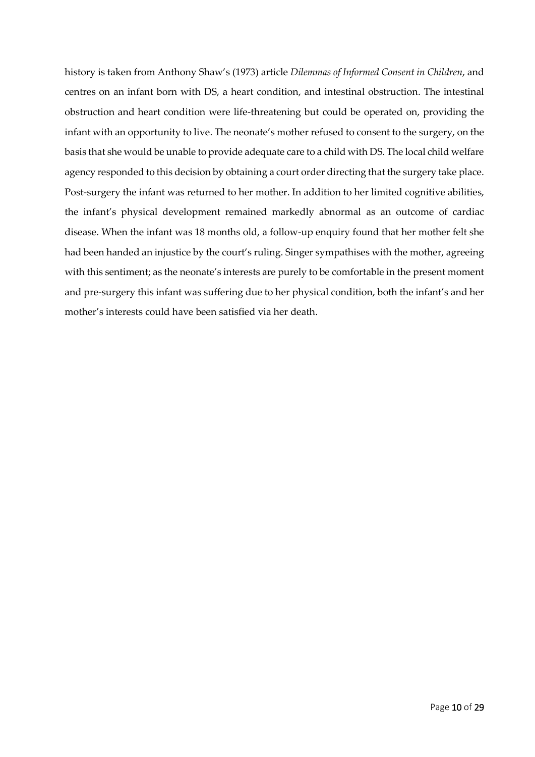history is taken from Anthony Shaw's (1973) article *Dilemmas of Informed Consent in Children*, and centres on an infant born with DS, a heart condition, and intestinal obstruction. The intestinal obstruction and heart condition were life-threatening but could be operated on, providing the infant with an opportunity to live. The neonate's mother refused to consent to the surgery, on the basis that she would be unable to provide adequate care to a child with DS. The local child welfare agency responded to this decision by obtaining a court order directing that the surgery take place. Post-surgery the infant was returned to her mother. In addition to her limited cognitive abilities, the infant's physical development remained markedly abnormal as an outcome of cardiac disease. When the infant was 18 months old, a follow-up enquiry found that her mother felt she had been handed an injustice by the court's ruling. Singer sympathises with the mother, agreeing with this sentiment; as the neonate's interests are purely to be comfortable in the present moment and pre-surgery this infant was suffering due to her physical condition, both the infant's and her mother's interests could have been satisfied via her death.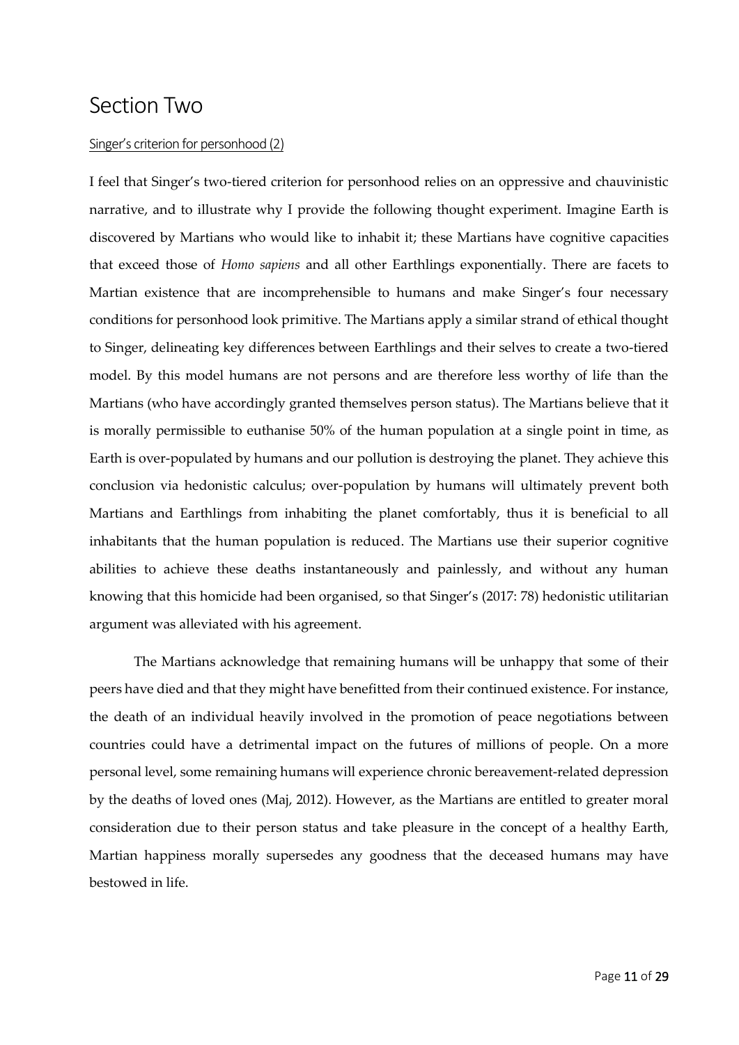# Section Two

Singer's criterion for personhood (2)

I feel that Singer's two-tiered criterion for personhood relies on an oppressive and chauvinistic narrative, and to illustrate why I provide the following thought experiment. Imagine Earth is discovered by Martians who would like to inhabit it; these Martians have cognitive capacities that exceed those of *Homo sapiens* and all other Earthlings exponentially. There are facets to Martian existence that are incomprehensible to humans and make Singer's four necessary conditions for personhood look primitive. The Martians apply a similar strand of ethical thought to Singer, delineating key differences between Earthlings and their selves to create a two-tiered model. By this model humans are not persons and are therefore less worthy of life than the Martians (who have accordingly granted themselves person status). The Martians believe that it is morally permissible to euthanise 50% of the human population at a single point in time, as Earth is over-populated by humans and our pollution is destroying the planet. They achieve this conclusion via hedonistic calculus; over-population by humans will ultimately prevent both Martians and Earthlings from inhabiting the planet comfortably, thus it is beneficial to all inhabitants that the human population is reduced. The Martians use their superior cognitive abilities to achieve these deaths instantaneously and painlessly, and without any human knowing that this homicide had been organised, so that Singer's (2017: 78) hedonistic utilitarian argument was alleviated with his agreement.

The Martians acknowledge that remaining humans will be unhappy that some of their peers have died and that they might have benefitted from their continued existence. For instance, the death of an individual heavily involved in the promotion of peace negotiations between countries could have a detrimental impact on the futures of millions of people. On a more personal level, some remaining humans will experience chronic bereavement-related depression by the deaths of loved ones (Maj, 2012). However, as the Martians are entitled to greater moral consideration due to their person status and take pleasure in the concept of a healthy Earth, Martian happiness morally supersedes any goodness that the deceased humans may have bestowed in life.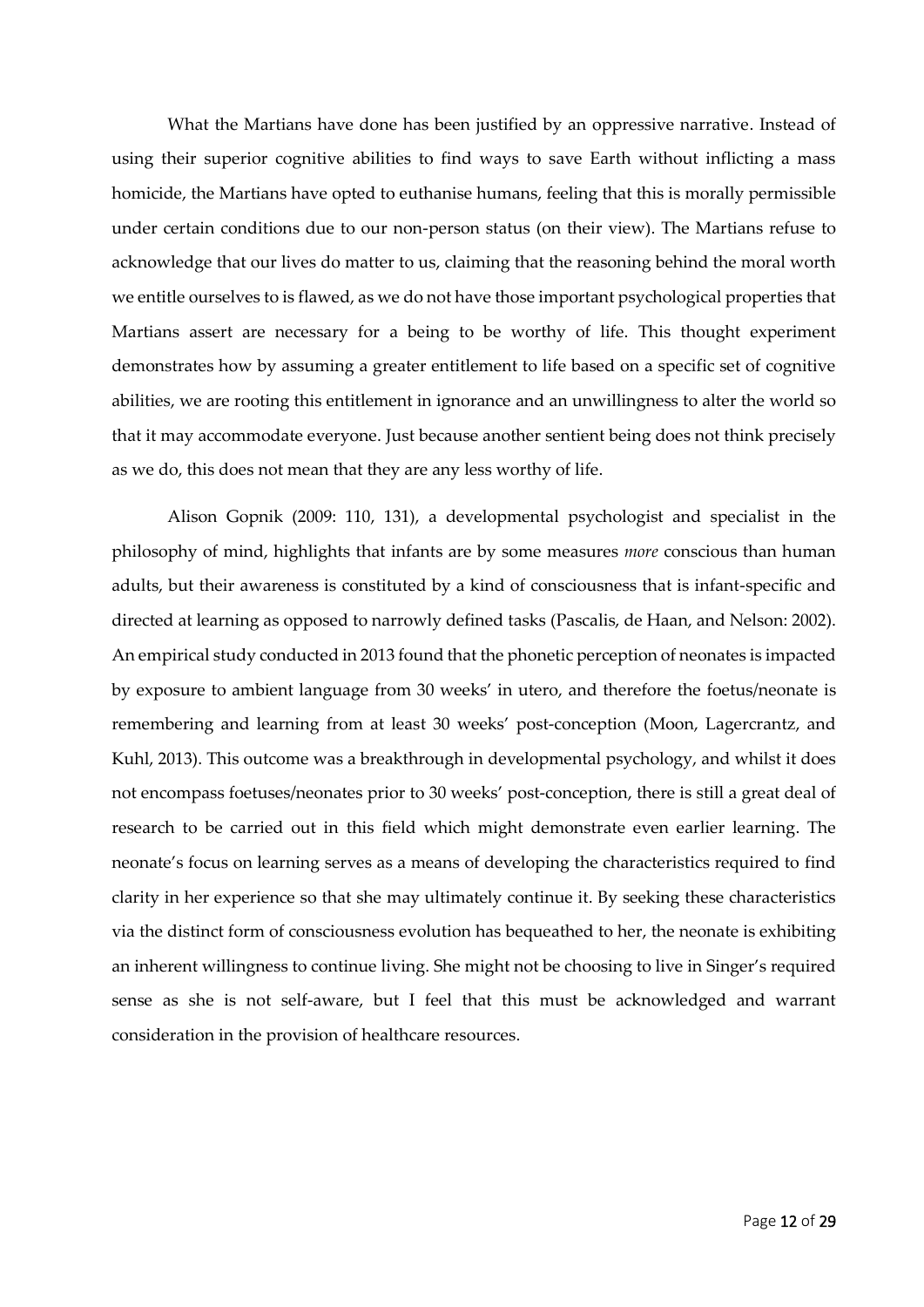What the Martians have done has been justified by an oppressive narrative. Instead of using their superior cognitive abilities to find ways to save Earth without inflicting a mass homicide, the Martians have opted to euthanise humans, feeling that this is morally permissible under certain conditions due to our non-person status (on their view). The Martians refuse to acknowledge that our lives do matter to us, claiming that the reasoning behind the moral worth we entitle ourselves to is flawed, as we do not have those important psychological properties that Martians assert are necessary for a being to be worthy of life. This thought experiment demonstrates how by assuming a greater entitlement to life based on a specific set of cognitive abilities, we are rooting this entitlement in ignorance and an unwillingness to alter the world so that it may accommodate everyone. Just because another sentient being does not think precisely as we do, this does not mean that they are any less worthy of life.

Alison Gopnik (2009: 110, 131), a developmental psychologist and specialist in the philosophy of mind, highlights that infants are by some measures *more* conscious than human adults, but their awareness is constituted by a kind of consciousness that is infant-specific and directed at learning as opposed to narrowly defined tasks (Pascalis, de Haan, and Nelson: 2002). An empirical study conducted in 2013 found that the phonetic perception of neonates is impacted by exposure to ambient language from 30 weeks' in utero, and therefore the foetus/neonate is remembering and learning from at least 30 weeks' post-conception (Moon, Lagercrantz, and Kuhl, 2013). This outcome was a breakthrough in developmental psychology, and whilst it does not encompass foetuses/neonates prior to 30 weeks' post-conception, there is still a great deal of research to be carried out in this field which might demonstrate even earlier learning. The neonate's focus on learning serves as a means of developing the characteristics required to find clarity in her experience so that she may ultimately continue it. By seeking these characteristics via the distinct form of consciousness evolution has bequeathed to her, the neonate is exhibiting an inherent willingness to continue living. She might not be choosing to live in Singer's required sense as she is not self-aware, but I feel that this must be acknowledged and warrant consideration in the provision of healthcare resources.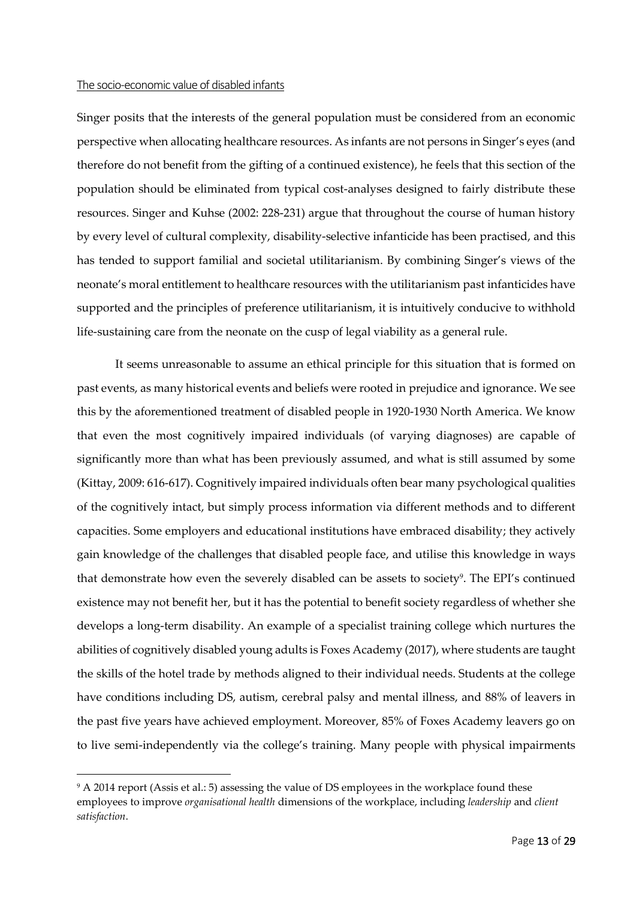The socio-economic value of disabled infants

Singer posits that the interests of the general population must be considered from an economic perspective when allocating healthcare resources. As infants are not persons in Singer's eyes (and therefore do not benefit from the gifting of a continued existence), he feels that this section of the population should be eliminated from typical cost-analyses designed to fairly distribute these resources. Singer and Kuhse (2002: 228-231) argue that throughout the course of human history by every level of cultural complexity, disability-selective infanticide has been practised, and this has tended to support familial and societal utilitarianism. By combining Singer's views of the neonate's moral entitlement to healthcare resources with the utilitarianism past infanticides have supported and the principles of preference utilitarianism, it is intuitively conducive to withhold life-sustaining care from the neonate on the cusp of legal viability as a general rule.

It seems unreasonable to assume an ethical principle for this situation that is formed on past events, as many historical events and beliefs were rooted in prejudice and ignorance. We see this by the aforementioned treatment of disabled people in 1920-1930 North America. We know that even the most cognitively impaired individuals (of varying diagnoses) are capable of significantly more than what has been previously assumed, and what is still assumed by some (Kittay, 2009: 616-617). Cognitively impaired individuals often bear many psychological qualities of the cognitively intact, but simply process information via different methods and to different capacities. Some employers and educational institutions have embraced disability; they actively gain knowledge of the challenges that disabled people face, and utilise this knowledge in ways that demonstrate how even the severely disabled can be assets to society[9]. The EPI's continued existence may not benefit her, but it has the potential to benefit society regardless of whether she develops a long-term disability. An example of a specialist training college which nurtures the abilities of cognitively disabled young adults is Foxes Academy (2017), where students are taught the skills of the hotel trade by methods aligned to their individual needs. Students at the college have conditions including DS, autism, cerebral palsy and mental illness, and 88% of leavers in the past five years have achieved employment. Moreover, 85% of Foxes Academy leavers go on to live semi-independently via the college's training. Many people with physical impairments

[9] A 2014 report (Assis et al.: 5) assessing the value of DS employees in the workplace found these employees to improve *organisational health* dimensions of the workplace, including *leadership* and *client satisfaction*.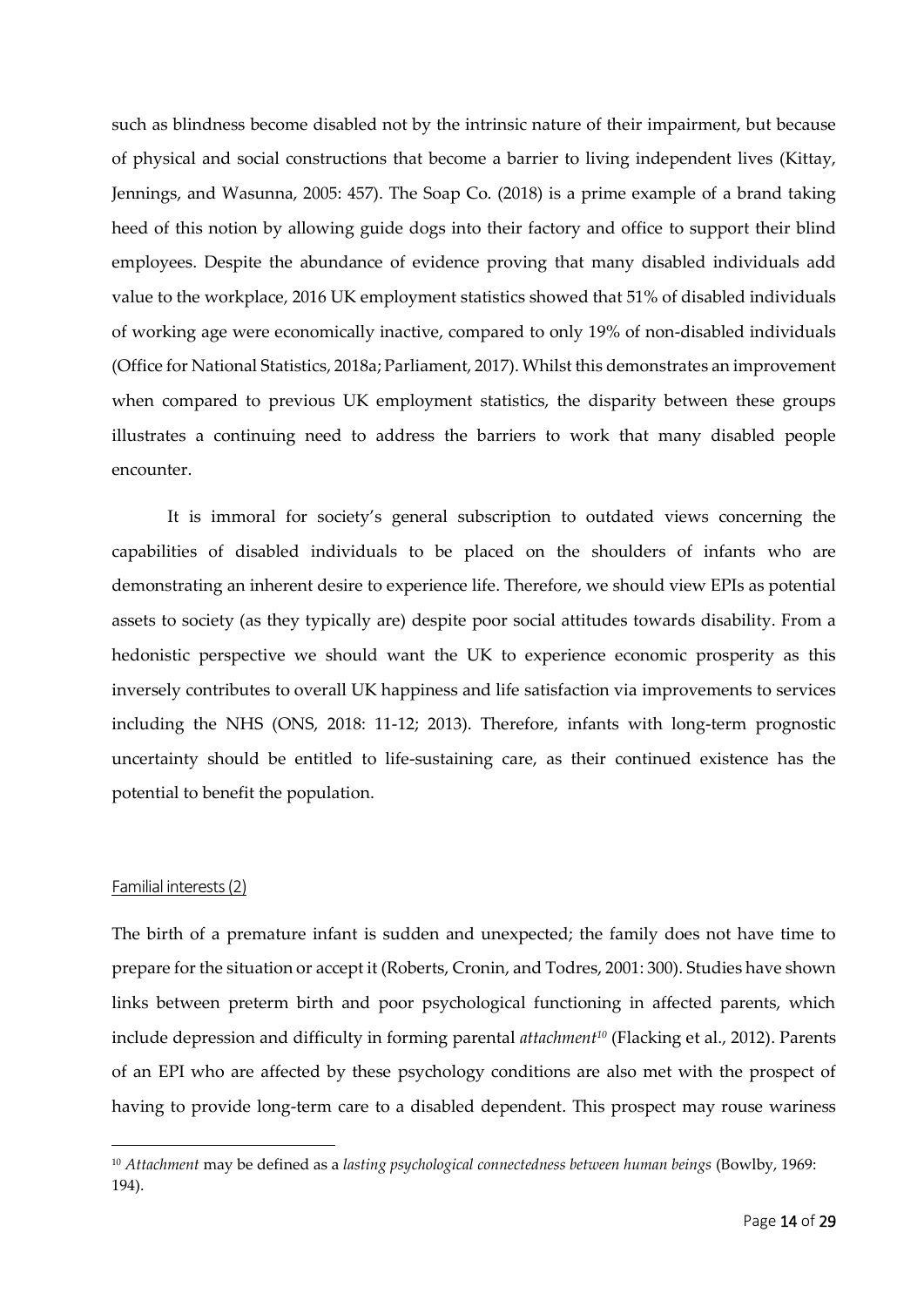such as blindness become disabled not by the intrinsic nature of their impairment, but because of physical and social constructions that become a barrier to living independent lives (Kittay, Jennings, and Wasunna, 2005: 457). The Soap Co. (2018) is a prime example of a brand taking heed of this notion by allowing guide dogs into their factory and office to support their blind employees. Despite the abundance of evidence proving that many disabled individuals add value to the workplace, 2016 UK employment statistics showed that 51% of disabled individuals of working age were economically inactive, compared to only 19% of non-disabled individuals (Office for National Statistics, 2018a; Parliament, 2017). Whilst this demonstrates an improvement when compared to previous UK employment statistics, the disparity between these groups illustrates a continuing need to address the barriers to work that many disabled people encounter.

It is immoral for society's general subscription to outdated views concerning the capabilities of disabled individuals to be placed on the shoulders of infants who are demonstrating an inherent desire to experience life. Therefore, we should view EPIs as potential assets to society (as they typically are) despite poor social attitudes towards disability. From a hedonistic perspective we should want the UK to experience economic prosperity as this inversely contributes to overall UK happiness and life satisfaction via improvements to services including the NHS (ONS, 2018: 11-12; 2013). Therefore, infants with long-term prognostic uncertainty should be entitled to life-sustaining care, as their continued existence has the potential to benefit the population.

### Familial interests (2)

The birth of a premature infant is sudden and unexpected; the family does not have time to prepare for the situation or accept it (Roberts, Cronin, and Todres, 2001: 300). Studies have shown links between preterm birth and poor psychological functioning in affected parents, which include depression and difficulty in forming parental *attachment*[10] (Flacking et al., 2012). Parents of an EPI who are affected by these psychology conditions are also met with the prospect of having to provide long-term care to a disabled dependent. This prospect may rouse wariness

[10] *Attachment* may be defined as a *lasting psychological connectedness between human beings* (Bowlby, 1969: 194).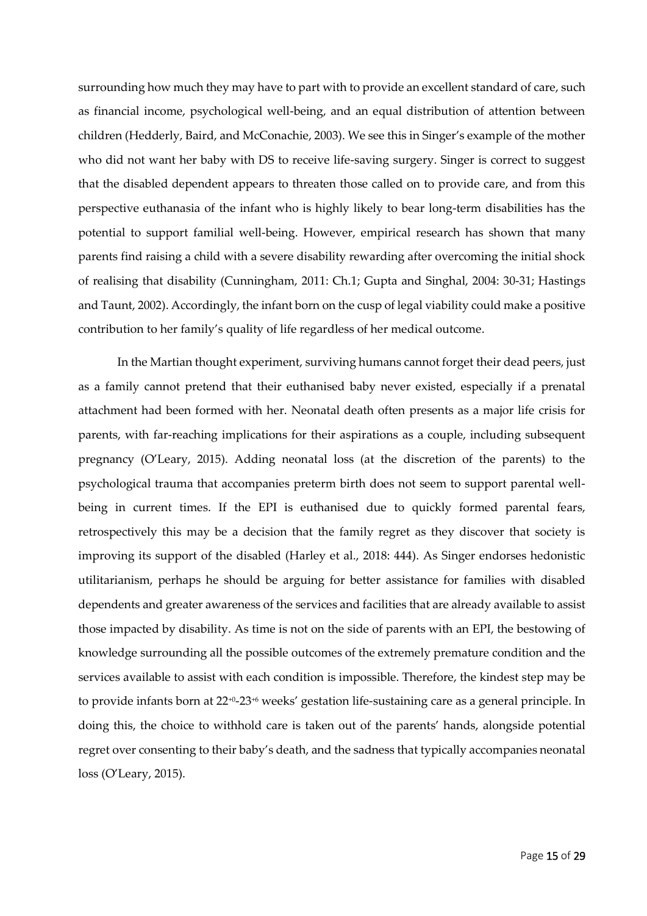surrounding how much they may have to part with to provide an excellent standard of care, such as financial income, psychological well-being, and an equal distribution of attention between children (Hedderly, Baird, and McConachie, 2003). We see this in Singer's example of the mother who did not want her baby with DS to receive life-saving surgery. Singer is correct to suggest that the disabled dependent appears to threaten those called on to provide care, and from this perspective euthanasia of the infant who is highly likely to bear long-term disabilities has the potential to support familial well-being. However, empirical research has shown that many parents find raising a child with a severe disability rewarding after overcoming the initial shock of realising that disability (Cunningham, 2011: Ch.1; Gupta and Singhal, 2004: 30-31; Hastings and Taunt, 2002). Accordingly, the infant born on the cusp of legal viability could make a positive contribution to her family's quality of life regardless of her medical outcome.

In the Martian thought experiment, surviving humans cannot forget their dead peers, just as a family cannot pretend that their euthanised baby never existed, especially if a prenatal attachment had been formed with her. Neonatal death often presents as a major life crisis for parents, with far-reaching implications for their aspirations as a couple, including subsequent pregnancy (O'Leary, 2015). Adding neonatal loss (at the discretion of the parents) to the psychological trauma that accompanies preterm birth does not seem to support parental well-being in current times. If the EPI is euthanised due to quickly formed parental fears, retrospectively this may be a decision that the family regret as they discover that society is improving its support of the disabled (Harley et al., 2018: 444). As Singer endorses hedonistic utilitarianism, perhaps he should be arguing for better assistance for families with disabled dependents and greater awareness of the services and facilities that are already available to assist those impacted by disability. As time is not on the side of parents with an EPI, the bestowing of knowledge surrounding all the possible outcomes of the extremely premature condition and the services available to assist with each condition is impossible. Therefore, the kindest step may be to provide infants born at $22^{+0}$-$23^{+6}$ weeks' gestation life-sustaining care as a general principle. In doing this, the choice to withhold care is taken out of the parents' hands, alongside potential regret over consenting to their baby's death, and the sadness that typically accompanies neonatal loss (O'Leary, 2015).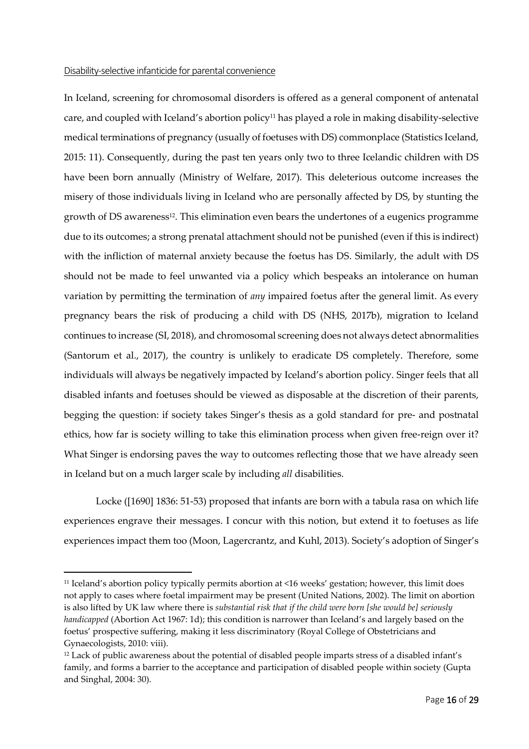Disability-selective infanticide for parental convenience

In Iceland, screening for chromosomal disorders is offered as a general component of antenatal care, and coupled with Iceland's abortion policy[11] has played a role in making disability-selective medical terminations of pregnancy (usually of foetuses with DS) commonplace (Statistics Iceland, 2015: 11). Consequently, during the past ten years only two to three Icelandic children with DS have been born annually (Ministry of Welfare, 2017). This deleterious outcome increases the misery of those individuals living in Iceland who are personally affected by DS, by stunting the growth of DS awareness[12]. This elimination even bears the undertones of a eugenics programme due to its outcomes; a strong prenatal attachment should not be punished (even if this is indirect) with the infliction of maternal anxiety because the foetus has DS. Similarly, the adult with DS should not be made to feel unwanted via a policy which bespeaks an intolerance on human variation by permitting the termination of *any* impaired foetus after the general limit. As every pregnancy bears the risk of producing a child with DS (NHS, 2017b), migration to Iceland continues to increase (SI, 2018), and chromosomal screening does not always detect abnormalities (Santorum et al., 2017), the country is unlikely to eradicate DS completely. Therefore, some individuals will always be negatively impacted by Iceland's abortion policy. Singer feels that all disabled infants and foetuses should be viewed as disposable at the discretion of their parents, begging the question: if society takes Singer's thesis as a gold standard for pre- and postnatal ethics, how far is society willing to take this elimination process when given free-reign over it? What Singer is endorsing paves the way to outcomes reflecting those that we have already seen in Iceland but on a much larger scale by including *all* disabilities.

Locke ([1690] 1836: 51-53) proposed that infants are born with a tabula rasa on which life experiences engrave their messages. I concur with this notion, but extend it to foetuses as life experiences impact them too (Moon, Lagercrantz, and Kuhl, 2013). Society's adoption of Singer's

[11] Iceland's abortion policy typically permits abortion at <16 weeks' gestation; however, this limit does not apply to cases where foetal impairment may be present (United Nations, 2002). The limit on abortion is also lifted by UK law where there is *substantial risk that if the child were born [she would be] seriously handicapped* (Abortion Act 1967: 1d); this condition is narrower than Iceland's and largely based on the foetus' prospective suffering, making it less discriminatory (Royal College of Obstetricians and Gynaecologists, 2010: viii).

[12] Lack of public awareness about the potential of disabled people imparts stress of a disabled infant's family, and forms a barrier to the acceptance and participation of disabled people within society (Gupta and Singhal, 2004: 30).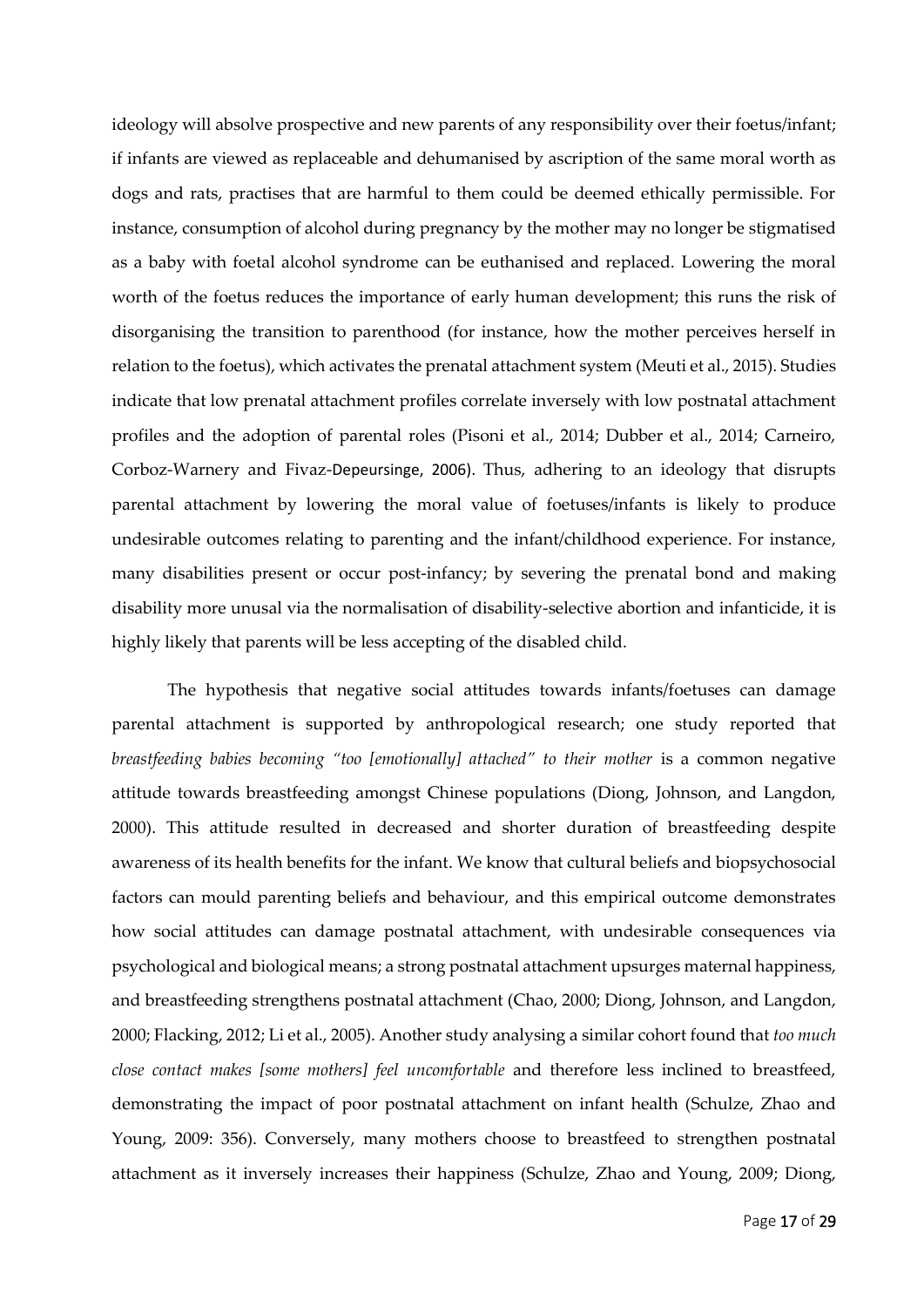ideology will absolve prospective and new parents of any responsibility over their foetus/infant; if infants are viewed as replaceable and dehumanised by ascription of the same moral worth as dogs and rats, practises that are harmful to them could be deemed ethically permissible. For instance, consumption of alcohol during pregnancy by the mother may no longer be stigmatised as a baby with foetal alcohol syndrome can be euthanised and replaced. Lowering the moral worth of the foetus reduces the importance of early human development; this runs the risk of disorganising the transition to parenthood (for instance, how the mother perceives herself in relation to the foetus), which activates the prenatal attachment system (Meuti et al., 2015). Studies indicate that low prenatal attachment profiles correlate inversely with low postnatal attachment profiles and the adoption of parental roles (Pisoni et al., 2014; Dubber et al., 2014; Carneiro, Corboz-Warnery and Fivaz-Depeursinge, 2006). Thus, adhering to an ideology that disrupts parental attachment by lowering the moral value of foetuses/infants is likely to produce undesirable outcomes relating to parenting and the infant/childhood experience. For instance, many disabilities present or occur post-infancy; by severing the prenatal bond and making disability more unusal via the normalisation of disability-selective abortion and infanticide, it is highly likely that parents will be less accepting of the disabled child.

The hypothesis that negative social attitudes towards infants/foetuses can damage parental attachment is supported by anthropological research; one study reported that *breastfeeding babies becoming "too [emotionally] attached" to their mother* is a common negative attitude towards breastfeeding amongst Chinese populations (Diong, Johnson, and Langdon, 2000). This attitude resulted in decreased and shorter duration of breastfeeding despite awareness of its health benefits for the infant. We know that cultural beliefs and biopsychosocial factors can mould parenting beliefs and behaviour, and this empirical outcome demonstrates how social attitudes can damage postnatal attachment, with undesirable consequences via psychological and biological means; a strong postnatal attachment upsurges maternal happiness, and breastfeeding strengthens postnatal attachment (Chao, 2000; Diong, Johnson, and Langdon, 2000; Flacking, 2012; Li et al., 2005). Another study analysing a similar cohort found that *too much close contact makes [some mothers] feel uncomfortable* and therefore less inclined to breastfeed, demonstrating the impact of poor postnatal attachment on infant health (Schulze, Zhao and Young, 2009: 356). Conversely, many mothers choose to breastfeed to strengthen postnatal attachment as it inversely increases their happiness (Schulze, Zhao and Young, 2009; Diong,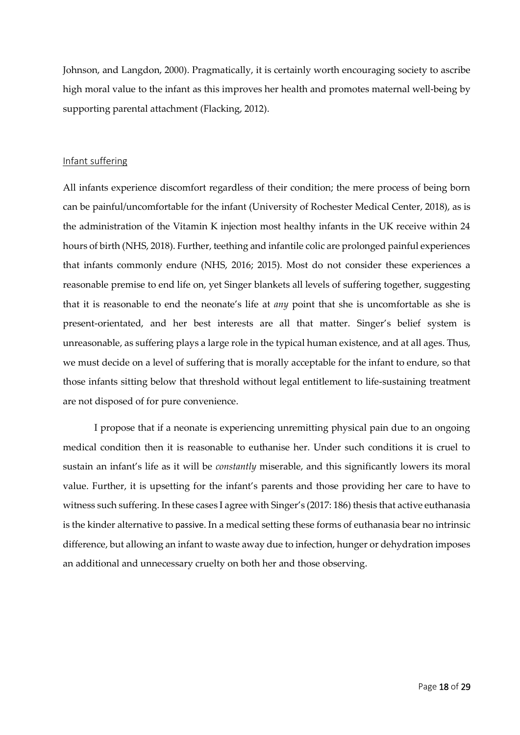Johnson, and Langdon, 2000). Pragmatically, it is certainly worth encouraging society to ascribe high moral value to the infant as this improves her health and promotes maternal well-being by supporting parental attachment (Flacking, 2012).

## Infant suffering

All infants experience discomfort regardless of their condition; the mere process of being born can be painful/uncomfortable for the infant (University of Rochester Medical Center, 2018), as is the administration of the Vitamin K injection most healthy infants in the UK receive within 24 hours of birth (NHS, 2018). Further, teething and infantile colic are prolonged painful experiences that infants commonly endure (NHS, 2016; 2015). Most do not consider these experiences a reasonable premise to end life on, yet Singer blankets all levels of suffering together, suggesting that it is reasonable to end the neonate's life at *any* point that she is uncomfortable as she is present-orientated, and her best interests are all that matter. Singer's belief system is unreasonable, as suffering plays a large role in the typical human existence, and at all ages. Thus, we must decide on a level of suffering that is morally acceptable for the infant to endure, so that those infants sitting below that threshold without legal entitlement to life-sustaining treatment are not disposed of for pure convenience.

I propose that if a neonate is experiencing unremitting physical pain due to an ongoing medical condition then it is reasonable to euthanise her. Under such conditions it is cruel to sustain an infant's life as it will be *constantly* miserable, and this significantly lowers its moral value. Further, it is upsetting for the infant's parents and those providing her care to have to witness such suffering. In these cases I agree with Singer's (2017: 186) thesis that active euthanasia is the kinder alternative to passive. In a medical setting these forms of euthanasia bear no intrinsic difference, but allowing an infant to waste away due to infection, hunger or dehydration imposes an additional and unnecessary cruelty on both her and those observing.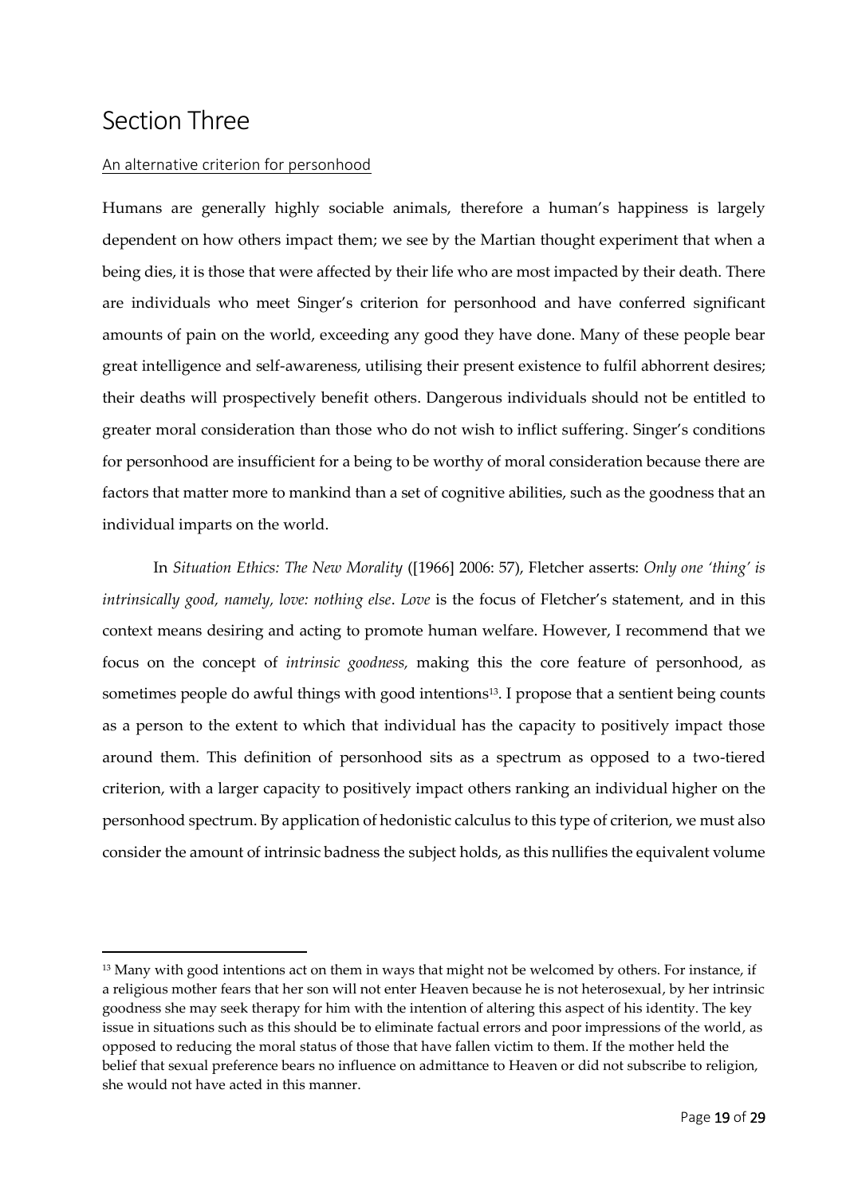# Section Three

## An alternative criterion for personhood

Humans are generally highly sociable animals, therefore a human's happiness is largely dependent on how others impact them; we see by the Martian thought experiment that when a being dies, it is those that were affected by their life who are most impacted by their death. There are individuals who meet Singer's criterion for personhood and have conferred significant amounts of pain on the world, exceeding any good they have done. Many of these people bear great intelligence and self-awareness, utilising their present existence to fulfil abhorrent desires; their deaths will prospectively benefit others. Dangerous individuals should not be entitled to greater moral consideration than those who do not wish to inflict suffering. Singer's conditions for personhood are insufficient for a being to be worthy of moral consideration because there are factors that matter more to mankind than a set of cognitive abilities, such as the goodness that an individual imparts on the world.

In *Situation Ethics: The New Morality* ([1966] 2006: 57), Fletcher asserts: *Only one 'thing' is intrinsically good, namely, love: nothing else*. *Love* is the focus of Fletcher's statement, and in this context means desiring and acting to promote human welfare. However, I recommend that we focus on the concept of *intrinsic goodness,* making this the core feature of personhood, as sometimes people do awful things with good intentions[13]. I propose that a sentient being counts as a person to the extent to which that individual has the capacity to positively impact those around them. This definition of personhood sits as a spectrum as opposed to a two-tiered criterion, with a larger capacity to positively impact others ranking an individual higher on the personhood spectrum. By application of hedonistic calculus to this type of criterion, we must also consider the amount of intrinsic badness the subject holds, as this nullifies the equivalent volume

[13] Many with good intentions act on them in ways that might not be welcomed by others. For instance, if a religious mother fears that her son will not enter Heaven because he is not heterosexual, by her intrinsic goodness she may seek therapy for him with the intention of altering this aspect of his identity. The key issue in situations such as this should be to eliminate factual errors and poor impressions of the world, as opposed to reducing the moral status of those that have fallen victim to them. If the mother held the belief that sexual preference bears no influence on admittance to Heaven or did not subscribe to religion, she would not have acted in this manner.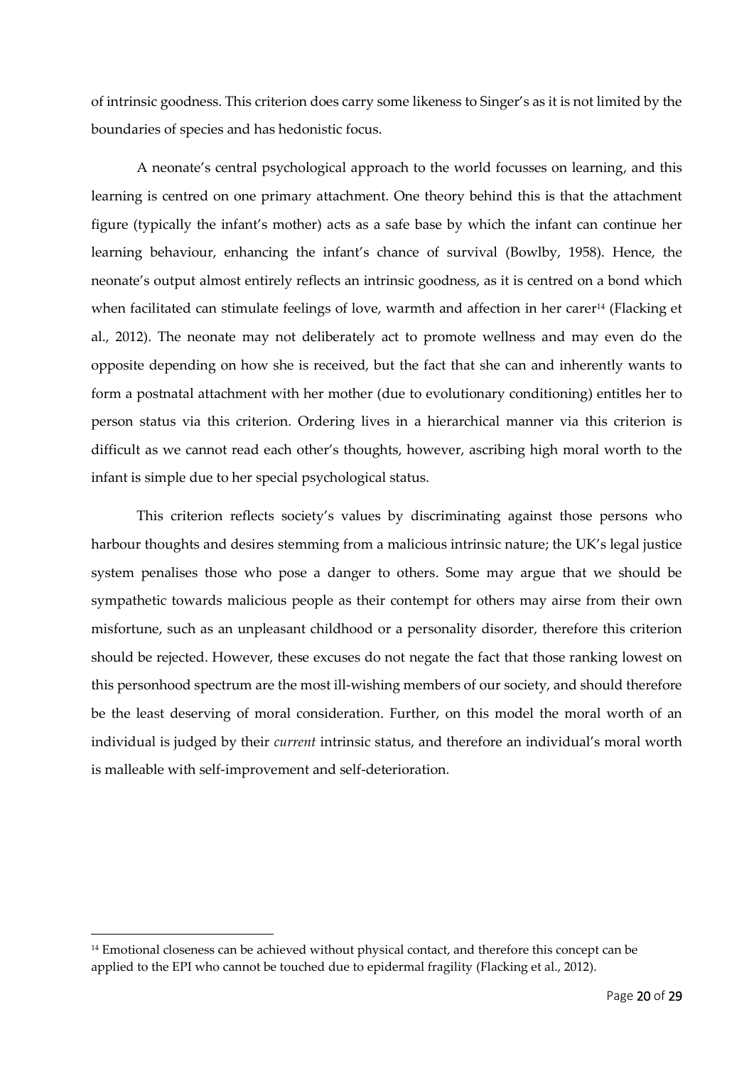of intrinsic goodness. This criterion does carry some likeness to Singer's as it is not limited by the boundaries of species and has hedonistic focus.

A neonate's central psychological approach to the world focusses on learning, and this learning is centred on one primary attachment. One theory behind this is that the attachment figure (typically the infant's mother) acts as a safe base by which the infant can continue her learning behaviour, enhancing the infant's chance of survival (Bowlby, 1958). Hence, the neonate's output almost entirely reflects an intrinsic goodness, as it is centred on a bond which when facilitated can stimulate feelings of love, warmth and affection in her carer[14] (Flacking et al., 2012). The neonate may not deliberately act to promote wellness and may even do the opposite depending on how she is received, but the fact that she can and inherently wants to form a postnatal attachment with her mother (due to evolutionary conditioning) entitles her to person status via this criterion. Ordering lives in a hierarchical manner via this criterion is difficult as we cannot read each other's thoughts, however, ascribing high moral worth to the infant is simple due to her special psychological status.

This criterion reflects society's values by discriminating against those persons who harbour thoughts and desires stemming from a malicious intrinsic nature; the UK's legal justice system penalises those who pose a danger to others. Some may argue that we should be sympathetic towards malicious people as their contempt for others may airse from their own misfortune, such as an unpleasant childhood or a personality disorder, therefore this criterion should be rejected. However, these excuses do not negate the fact that those ranking lowest on this personhood spectrum are the most ill-wishing members of our society, and should therefore be the least deserving of moral consideration. Further, on this model the moral worth of an individual is judged by their *current* intrinsic status, and therefore an individual's moral worth is malleable with self-improvement and self-deterioration.

---

[14] Emotional closeness can be achieved without physical contact, and therefore this concept can be applied to the EPI who cannot be touched due to epidermal fragility (Flacking et al., 2012).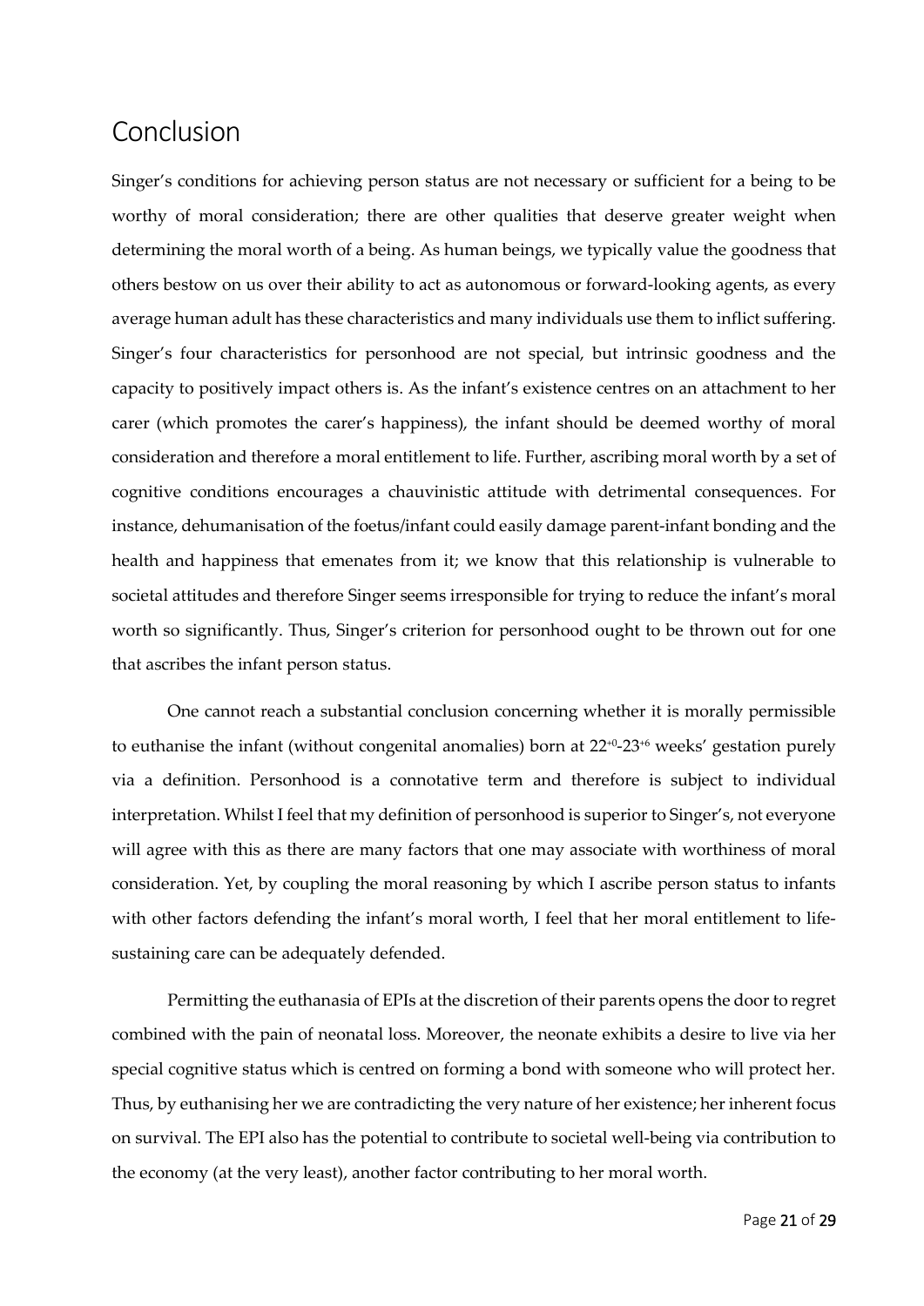# Conclusion

Singer's conditions for achieving person status are not necessary or sufficient for a being to be worthy of moral consideration; there are other qualities that deserve greater weight when determining the moral worth of a being. As human beings, we typically value the goodness that others bestow on us over their ability to act as autonomous or forward-looking agents, as every average human adult has these characteristics and many individuals use them to inflict suffering. Singer's four characteristics for personhood are not special, but intrinsic goodness and the capacity to positively impact others is. As the infant's existence centres on an attachment to her carer (which promotes the carer's happiness), the infant should be deemed worthy of moral consideration and therefore a moral entitlement to life. Further, ascribing moral worth by a set of cognitive conditions encourages a chauvinistic attitude with detrimental consequences. For instance, dehumanisation of the foetus/infant could easily damage parent-infant bonding and the health and happiness that emenates from it; we know that this relationship is vulnerable to societal attitudes and therefore Singer seems irresponsible for trying to reduce the infant's moral worth so significantly. Thus, Singer's criterion for personhood ought to be thrown out for one that ascribes the infant person status.

One cannot reach a substantial conclusion concerning whether it is morally permissible to euthanise the infant (without congenital anomalies) born at $22^{+0}$-$23^{+6}$ weeks' gestation purely via a definition. Personhood is a connotative term and therefore is subject to individual interpretation. Whilst I feel that my definition of personhood is superior to Singer's, not everyone will agree with this as there are many factors that one may associate with worthiness of moral consideration. Yet, by coupling the moral reasoning by which I ascribe person status to infants with other factors defending the infant's moral worth, I feel that her moral entitlement to life-sustaining care can be adequately defended.

Permitting the euthanasia of EPIs at the discretion of their parents opens the door to regret combined with the pain of neonatal loss. Moreover, the neonate exhibits a desire to live via her special cognitive status which is centred on forming a bond with someone who will protect her. Thus, by euthanising her we are contradicting the very nature of her existence; her inherent focus on survival. The EPI also has the potential to contribute to societal well-being via contribution to the economy (at the very least), another factor contributing to her moral worth.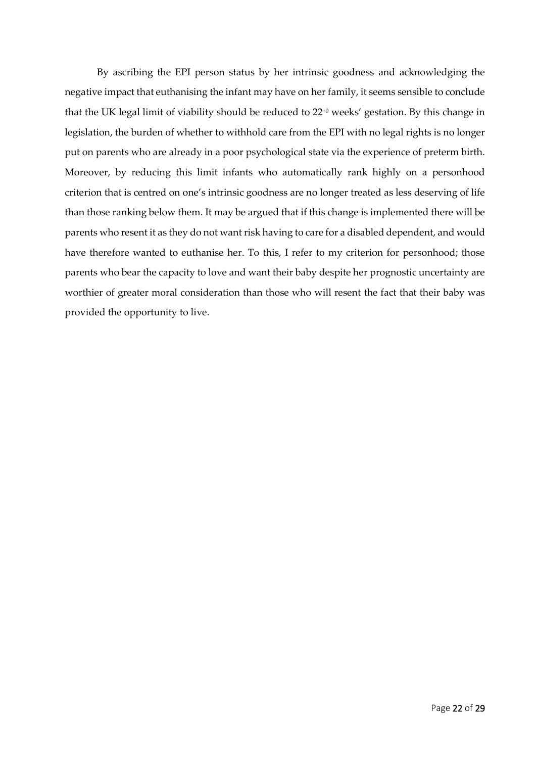By ascribing the EPI person status by her intrinsic goodness and acknowledging the negative impact that euthanising the infant may have on her family, it seems sensible to conclude that the UK legal limit of viability should be reduced to $22^{+0}$ weeks' gestation. By this change in legislation, the burden of whether to withhold care from the EPI with no legal rights is no longer put on parents who are already in a poor psychological state via the experience of preterm birth. Moreover, by reducing this limit infants who automatically rank highly on a personhood criterion that is centred on one's intrinsic goodness are no longer treated as less deserving of life than those ranking below them. It may be argued that if this change is implemented there will be parents who resent it as they do not want risk having to care for a disabled dependent, and would have therefore wanted to euthanise her. To this, I refer to my criterion for personhood; those parents who bear the capacity to love and want their baby despite her prognostic uncertainty are worthier of greater moral consideration than those who will resent the fact that their baby was provided the opportunity to live.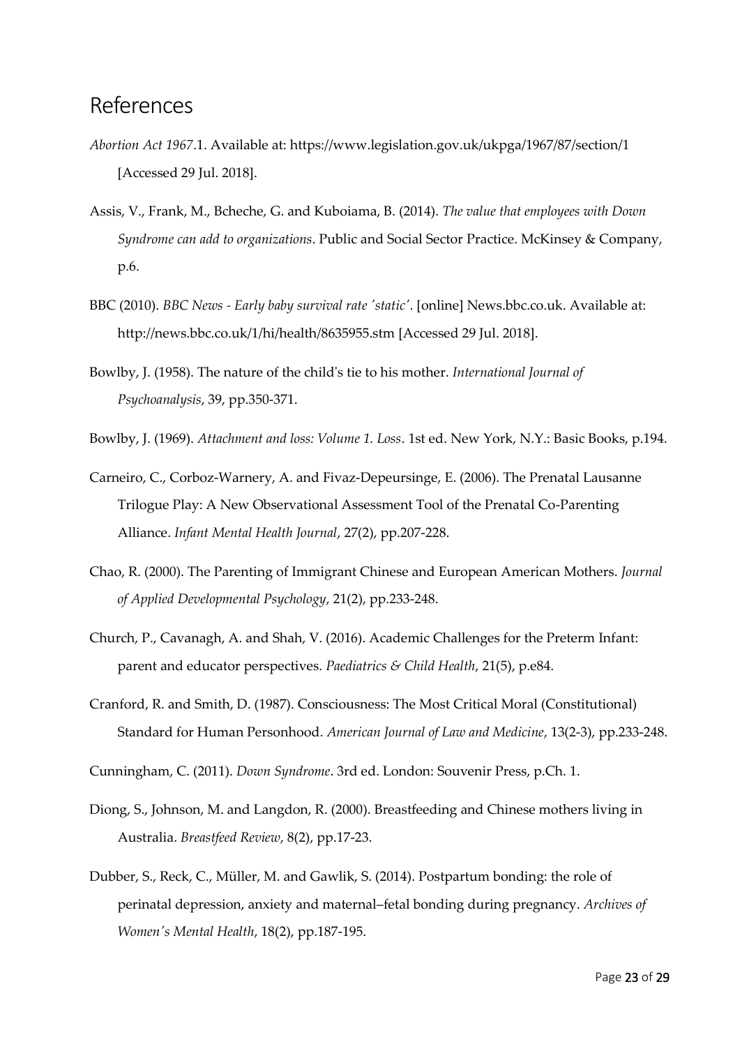## References

*Abortion Act 1967*.1. Available at: https://www.legislation.gov.uk/ukpga/1967/87/section/1 [Accessed 29 Jul. 2018].

Assis, V., Frank, M., Bcheche, G. and Kuboiama, B. (2014). *The value that employees with Down Syndrome can add to organizations*. Public and Social Sector Practice. McKinsey & Company, p.6.

BBC (2010). *BBC News - Early baby survival rate 'static'*. [online] News.bbc.co.uk. Available at: http://news.bbc.co.uk/1/hi/health/8635955.stm [Accessed 29 Jul. 2018].

Bowlby, J. (1958). The nature of the child's tie to his mother. *International Journal of Psychoanalysis*, 39, pp.350-371.

Bowlby, J. (1969). *Attachment and loss: Volume 1. Loss*. 1st ed. New York, N.Y.: Basic Books, p.194.

Carneiro, C., Corboz-Warnery, A. and Fivaz-Depeursinge, E. (2006). The Prenatal Lausanne Trilogue Play: A New Observational Assessment Tool of the Prenatal Co-Parenting Alliance. *Infant Mental Health Journal*, 27(2), pp.207-228.

Chao, R. (2000). The Parenting of Immigrant Chinese and European American Mothers. *Journal of Applied Developmental Psychology*, 21(2), pp.233-248.

Church, P., Cavanagh, A. and Shah, V. (2016). Academic Challenges for the Preterm Infant: parent and educator perspectives. *Paediatrics & Child Health*, 21(5), p.e84.

Cranford, R. and Smith, D. (1987). Consciousness: The Most Critical Moral (Constitutional) Standard for Human Personhood. *American Journal of Law and Medicine*, 13(2-3), pp.233-248.

Cunningham, C. (2011). *Down Syndrome*. 3rd ed. London: Souvenir Press, p.Ch. 1.

Diong, S., Johnson, M. and Langdon, R. (2000). Breastfeeding and Chinese mothers living in Australia. *Breastfeed Review*, 8(2), pp.17-23.

Dubber, S., Reck, C., Müller, M. and Gawlik, S. (2014). Postpartum bonding: the role of perinatal depression, anxiety and maternal–fetal bonding during pregnancy. *Archives of Women's Mental Health*, 18(2), pp.187-195.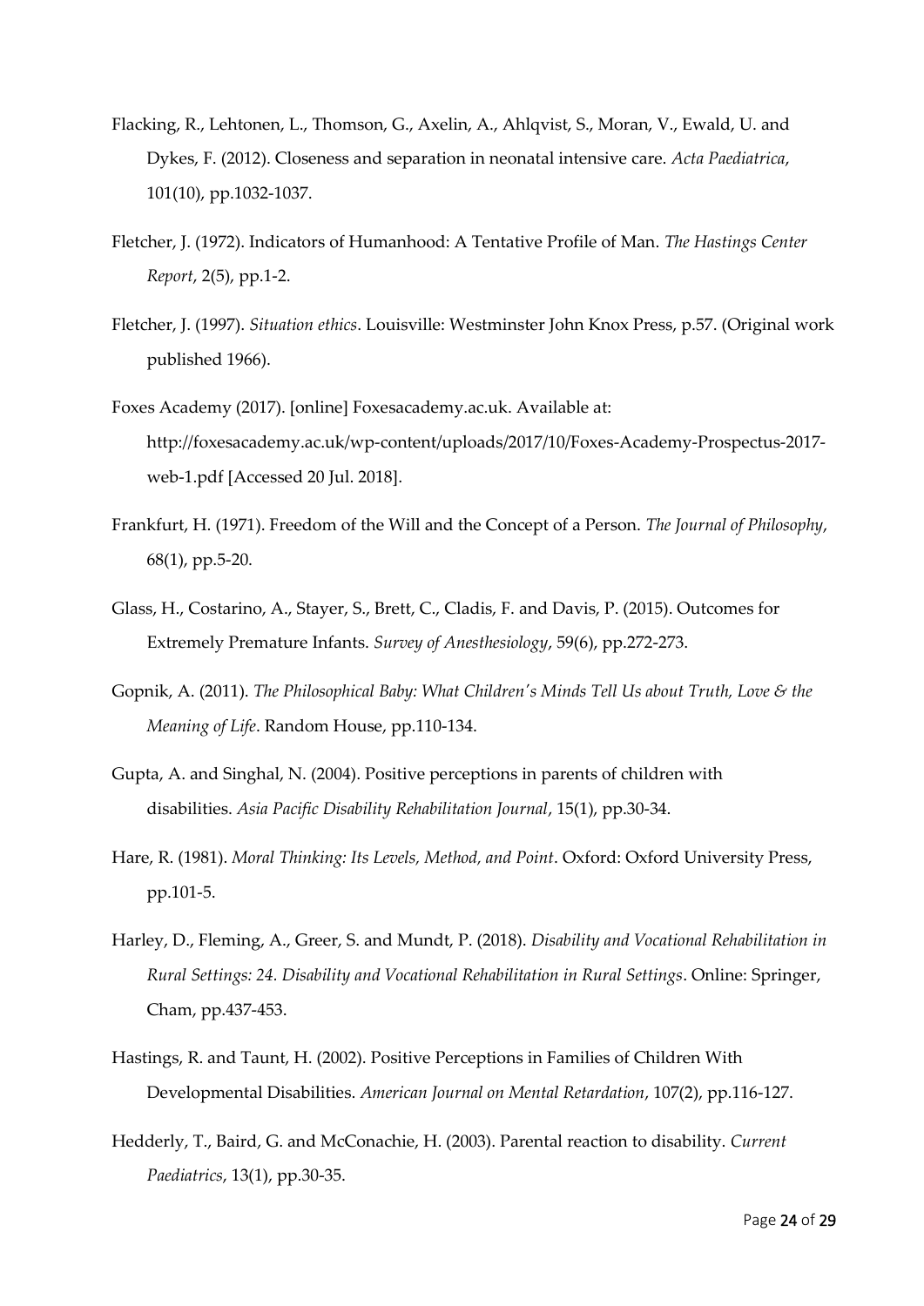Flacking, R., Lehtonen, L., Thomson, G., Axelin, A., Ahlqvist, S., Moran, V., Ewald, U. and Dykes, F. (2012). Closeness and separation in neonatal intensive care. *Acta Paediatrica*, 101(10), pp.1032-1037.

Fletcher, J. (1972). Indicators of Humanhood: A Tentative Profile of Man. *The Hastings Center Report*, 2(5), pp.1-2.

Fletcher, J. (1997). *Situation ethics*. Louisville: Westminster John Knox Press, p.57. (Original work published 1966).

Foxes Academy (2017). [online] Foxesacademy.ac.uk. Available at: http://foxesacademy.ac.uk/wp-content/uploads/2017/10/Foxes-Academy-Prospectus-2017-web-1.pdf [Accessed 20 Jul. 2018].

Frankfurt, H. (1971). Freedom of the Will and the Concept of a Person. *The Journal of Philosophy*, 68(1), pp.5-20.

Glass, H., Costarino, A., Stayer, S., Brett, C., Cladis, F. and Davis, P. (2015). Outcomes for Extremely Premature Infants. *Survey of Anesthesiology*, 59(6), pp.272-273.

Gopnik, A. (2011). *The Philosophical Baby: What Children's Minds Tell Us about Truth, Love & the Meaning of Life*. Random House, pp.110-134.

Gupta, A. and Singhal, N. (2004). Positive perceptions in parents of children with disabilities. *Asia Pacific Disability Rehabilitation Journal*, 15(1), pp.30-34.

Hare, R. (1981). *Moral Thinking: Its Levels, Method, and Point*. Oxford: Oxford University Press, pp.101-5.

Harley, D., Fleming, A., Greer, S. and Mundt, P. (2018). *Disability and Vocational Rehabilitation in Rural Settings: 24. Disability and Vocational Rehabilitation in Rural Settings*. Online: Springer, Cham, pp.437-453.

Hastings, R. and Taunt, H. (2002). Positive Perceptions in Families of Children With Developmental Disabilities. *American Journal on Mental Retardation*, 107(2), pp.116-127.

Hedderly, T., Baird, G. and McConachie, H. (2003). Parental reaction to disability. *Current Paediatrics*, 13(1), pp.30-35.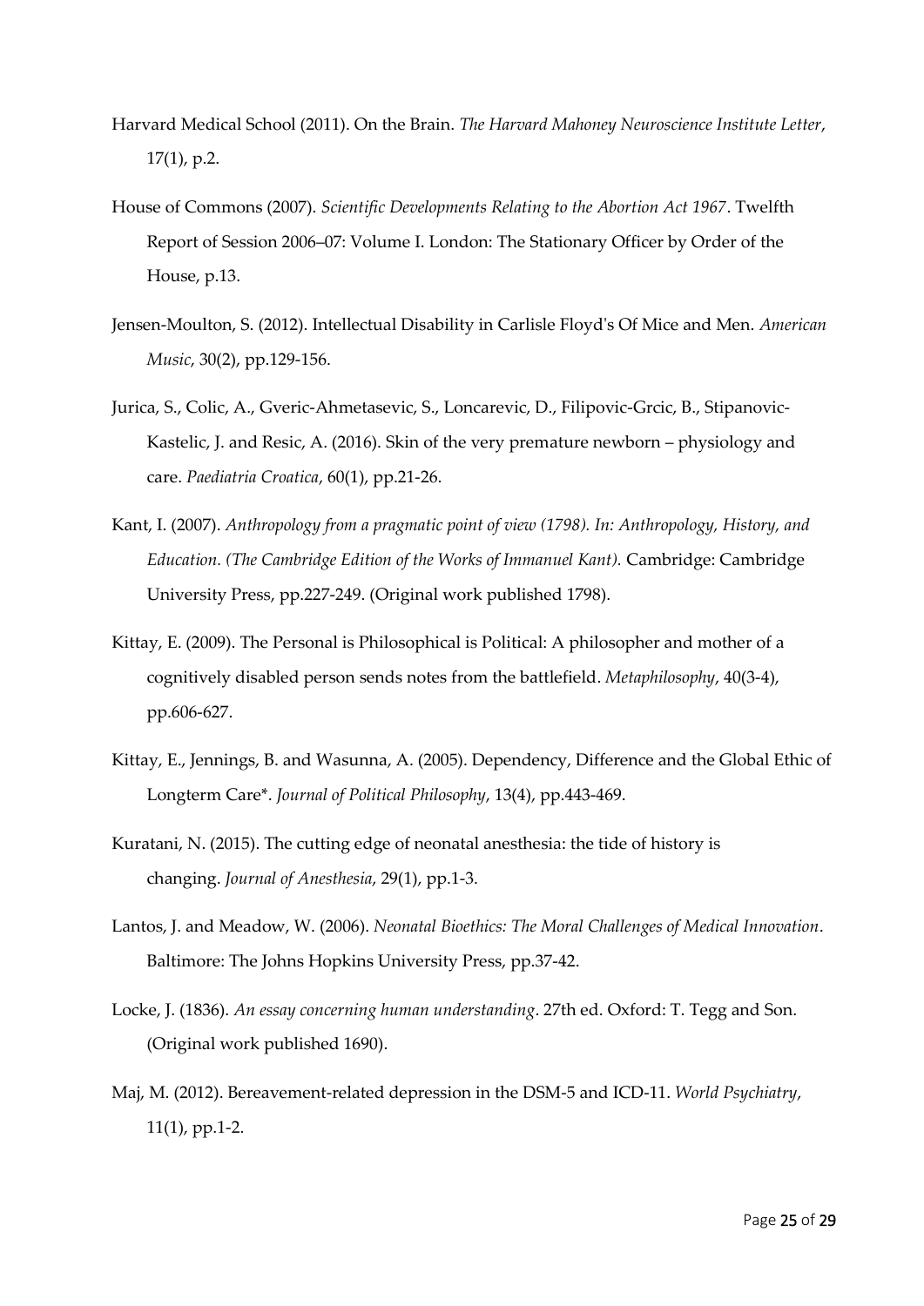Harvard Medical School (2011). On the Brain. *The Harvard Mahoney Neuroscience Institute Letter*, 17(1), p.2.

House of Commons (2007). *Scientific Developments Relating to the Abortion Act 1967*. Twelfth Report of Session 2006–07: Volume I. London: The Stationary Officer by Order of the House, p.13.

Jensen-Moulton, S. (2012). Intellectual Disability in Carlisle Floyd's Of Mice and Men. *American Music*, 30(2), pp.129-156.

Jurica, S., Colic, A., Gveric-Ahmetasevic, S., Loncarevic, D., Filipovic-Grcic, B., Stipanovic-Kastelic, J. and Resic, A. (2016). Skin of the very premature newborn – physiology and care. *Paediatria Croatica*, 60(1), pp.21-26.

Kant, I. (2007). *Anthropology from a pragmatic point of view (1798). In: Anthropology, History, and Education. (The Cambridge Edition of the Works of Immanuel Kant).* Cambridge: Cambridge University Press, pp.227-249. (Original work published 1798).

Kittay, E. (2009). The Personal is Philosophical is Political: A philosopher and mother of a cognitively disabled person sends notes from the battlefield. *Metaphilosophy*, 40(3-4), pp.606-627.

Kittay, E., Jennings, B. and Wasunna, A. (2005). Dependency, Difference and the Global Ethic of Longterm Care*. *Journal of Political Philosophy*, 13(4), pp.443-469.

Kuratani, N. (2015). The cutting edge of neonatal anesthesia: the tide of history is changing. *Journal of Anesthesia*, 29(1), pp.1-3.

Lantos, J. and Meadow, W. (2006). *Neonatal Bioethics: The Moral Challenges of Medical Innovation*. Baltimore: The Johns Hopkins University Press, pp.37-42.

Locke, J. (1836). *An essay concerning human understanding*. 27th ed. Oxford: T. Tegg and Son. (Original work published 1690).

Maj, M. (2012). Bereavement-related depression in the DSM-5 and ICD-11. *World Psychiatry*, 11(1), pp.1-2.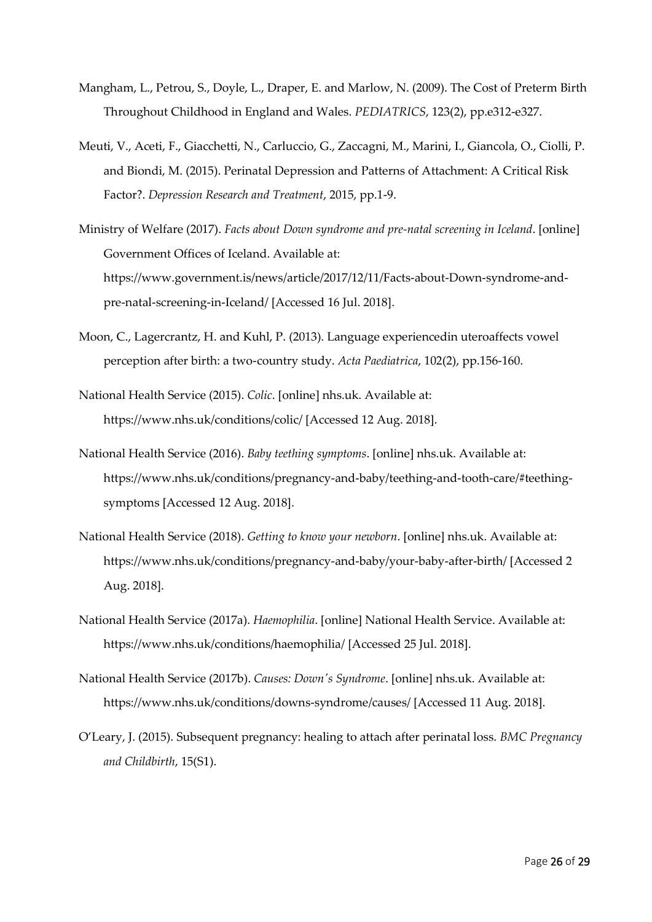Mangham, L., Petrou, S., Doyle, L., Draper, E. and Marlow, N. (2009). The Cost of Preterm Birth Throughout Childhood in England and Wales. *PEDIATRICS*, 123(2), pp.e312-e327.

Meuti, V., Aceti, F., Giacchetti, N., Carluccio, G., Zaccagni, M., Marini, I., Giancola, O., Ciolli, P. and Biondi, M. (2015). Perinatal Depression and Patterns of Attachment: A Critical Risk Factor?. *Depression Research and Treatment*, 2015, pp.1-9.

Ministry of Welfare (2017). *Facts about Down syndrome and pre-natal screening in Iceland*. [online] Government Offices of Iceland. Available at: https://www.government.is/news/article/2017/12/11/Facts-about-Down-syndrome-and-pre-natal-screening-in-Iceland/ [Accessed 16 Jul. 2018].

Moon, C., Lagercrantz, H. and Kuhl, P. (2013). Language experiencedin uteroaffects vowel perception after birth: a two-country study. *Acta Paediatrica*, 102(2), pp.156-160.

National Health Service (2015). *Colic*. [online] nhs.uk. Available at: https://www.nhs.uk/conditions/colic/ [Accessed 12 Aug. 2018].

National Health Service (2016). *Baby teething symptoms*. [online] nhs.uk. Available at: https://www.nhs.uk/conditions/pregnancy-and-baby/teething-and-tooth-care/#teething-symptoms [Accessed 12 Aug. 2018].

National Health Service (2018). *Getting to know your newborn*. [online] nhs.uk. Available at: https://www.nhs.uk/conditions/pregnancy-and-baby/your-baby-after-birth/ [Accessed 2 Aug. 2018].

National Health Service (2017a). *Haemophilia*. [online] National Health Service. Available at: https://www.nhs.uk/conditions/haemophilia/ [Accessed 25 Jul. 2018].

National Health Service (2017b). *Causes: Down's Syndrome*. [online] nhs.uk. Available at: https://www.nhs.uk/conditions/downs-syndrome/causes/ [Accessed 11 Aug. 2018].

O'Leary, J. (2015). Subsequent pregnancy: healing to attach after perinatal loss. *BMC Pregnancy and Childbirth*, 15(S1).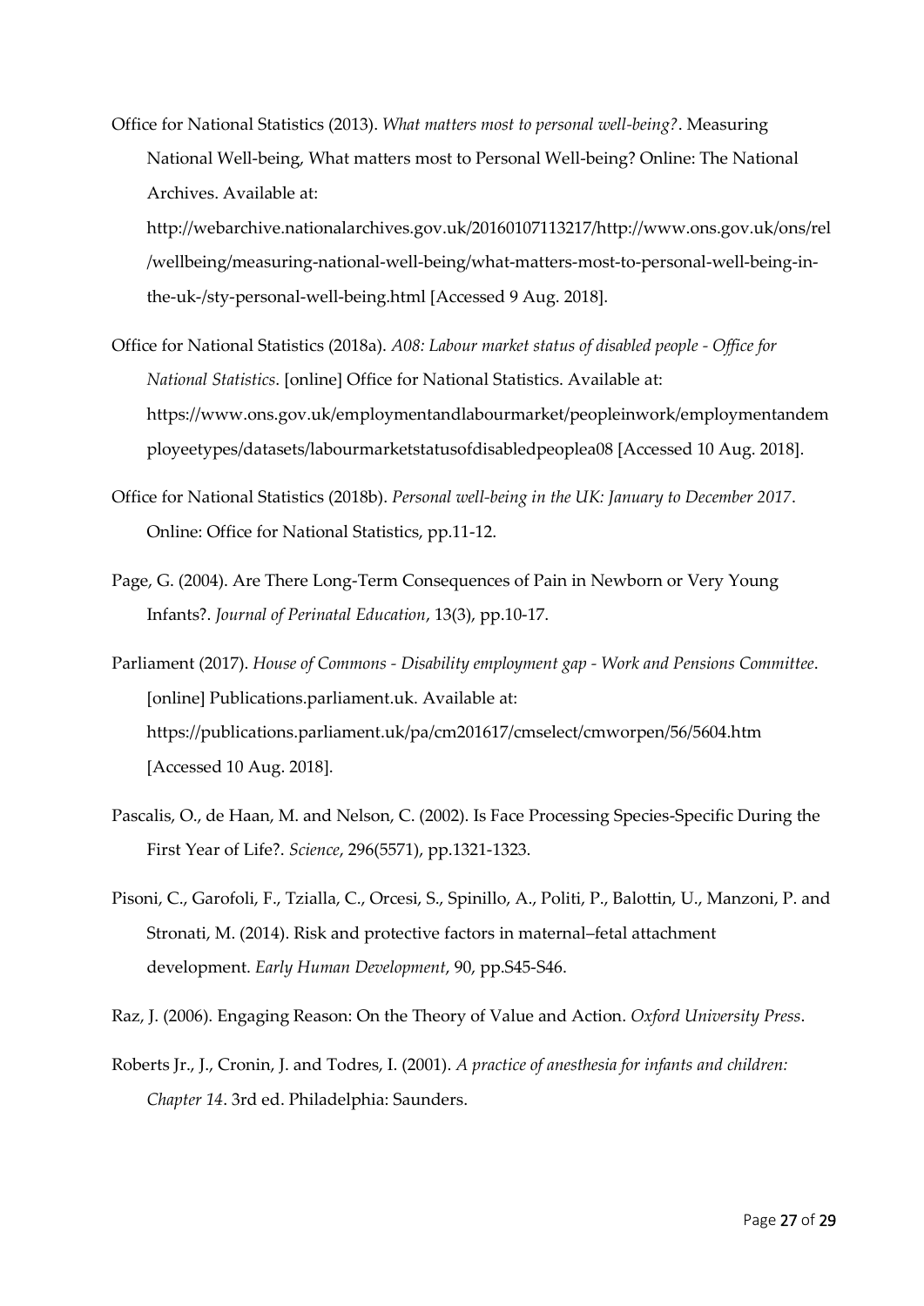Office for National Statistics (2013). *What matters most to personal well-being?*. Measuring National Well-being, What matters most to Personal Well-being? Online: The National Archives. Available at: http://webarchive.nationalarchives.gov.uk/20160107113217/http://www.ons.gov.uk/ons/rel/wellbeing/measuring-national-well-being/what-matters-most-to-personal-well-being-in-the-uk-/sty-personal-well-being.html [Accessed 9 Aug. 2018].

Office for National Statistics (2018a). *A08: Labour market status of disabled people - Office for National Statistics*. [online] Office for National Statistics. Available at: https://www.ons.gov.uk/employmentandlabourmarket/peopleinwork/employmentandemployeetypes/datasets/labourmarketstatusofdisabledpeoplea08 [Accessed 10 Aug. 2018].

Office for National Statistics (2018b). *Personal well-being in the UK: January to December 2017*. Online: Office for National Statistics, pp.11-12.

Page, G. (2004). Are There Long-Term Consequences of Pain in Newborn or Very Young Infants?. *Journal of Perinatal Education*, 13(3), pp.10-17.

Parliament (2017). *House of Commons - Disability employment gap - Work and Pensions Committee*. [online] Publications.parliament.uk. Available at: https://publications.parliament.uk/pa/cm201617/cmselect/cmworpen/56/5604.htm [Accessed 10 Aug. 2018].

Pascalis, O., de Haan, M. and Nelson, C. (2002). Is Face Processing Species-Specific During the First Year of Life?. *Science*, 296(5571), pp.1321-1323.

Pisoni, C., Garofoli, F., Tzialla, C., Orcesi, S., Spinillo, A., Politi, P., Balottin, U., Manzoni, P. and Stronati, M. (2014). Risk and protective factors in maternal–fetal attachment development. *Early Human Development*, 90, pp.S45-S46.

Raz, J. (2006). Engaging Reason: On the Theory of Value and Action. *Oxford University Press*.

Roberts Jr., J., Cronin, J. and Todres, I. (2001). *A practice of anesthesia for infants and children: Chapter 14*. 3rd ed. Philadelphia: Saunders.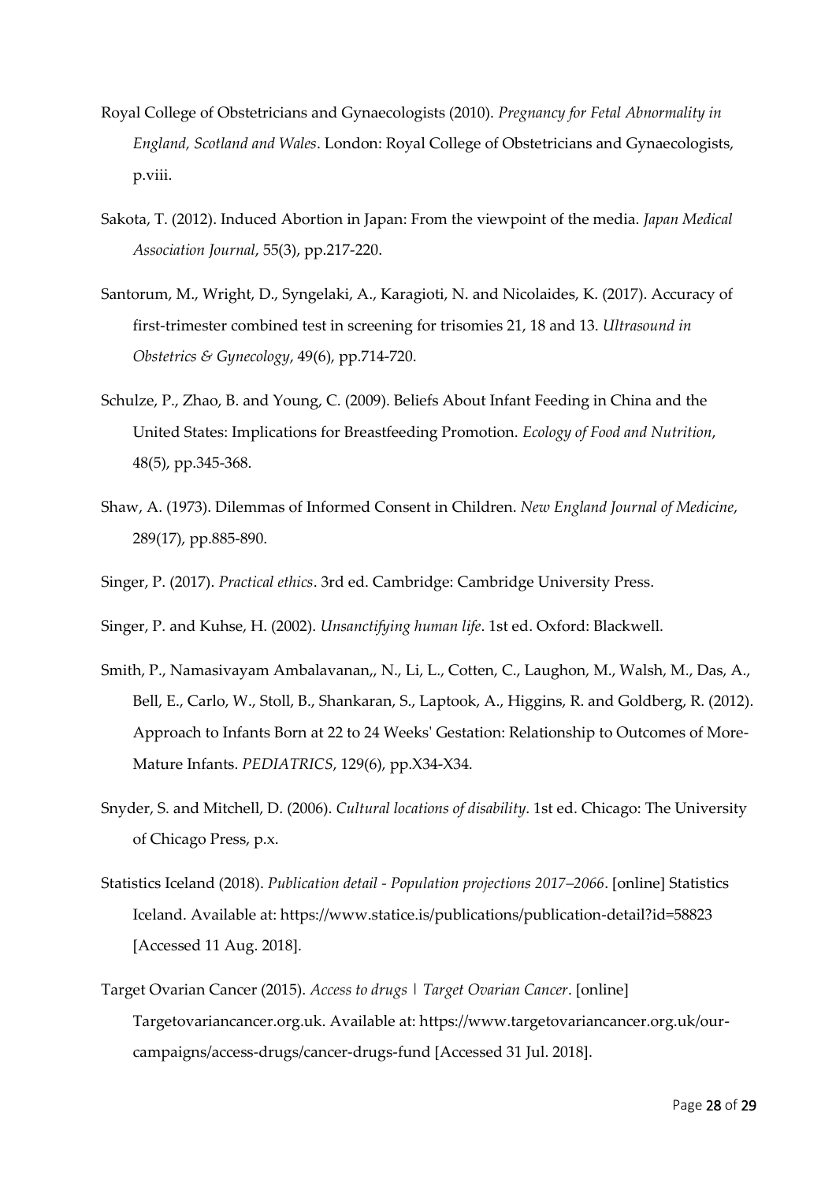Royal College of Obstetricians and Gynaecologists (2010). *Pregnancy for Fetal Abnormality in England, Scotland and Wales*. London: Royal College of Obstetricians and Gynaecologists, p.viii.

Sakota, T. (2012). Induced Abortion in Japan: From the viewpoint of the media. *Japan Medical Association Journal*, 55(3), pp.217-220.

Santorum, M., Wright, D., Syngelaki, A., Karagioti, N. and Nicolaides, K. (2017). Accuracy of first-trimester combined test in screening for trisomies 21, 18 and 13. *Ultrasound in Obstetrics & Gynecology*, 49(6), pp.714-720.

Schulze, P., Zhao, B. and Young, C. (2009). Beliefs About Infant Feeding in China and the United States: Implications for Breastfeeding Promotion. *Ecology of Food and Nutrition*, 48(5), pp.345-368.

Shaw, A. (1973). Dilemmas of Informed Consent in Children. *New England Journal of Medicine*, 289(17), pp.885-890.

Singer, P. (2017). *Practical ethics*. 3rd ed. Cambridge: Cambridge University Press.

Singer, P. and Kuhse, H. (2002). *Unsanctifying human life*. 1st ed. Oxford: Blackwell.

Smith, P., Namasivayam Ambalavanan,, N., Li, L., Cotten, C., Laughon, M., Walsh, M., Das, A., Bell, E., Carlo, W., Stoll, B., Shankaran, S., Laptook, A., Higgins, R. and Goldberg, R. (2012). Approach to Infants Born at 22 to 24 Weeks' Gestation: Relationship to Outcomes of More-Mature Infants. *PEDIATRICS*, 129(6), pp.X34-X34.

Snyder, S. and Mitchell, D. (2006). *Cultural locations of disability*. 1st ed. Chicago: The University of Chicago Press, p.x.

Statistics Iceland (2018). *Publication detail - Population projections 2017–2066*. [online] Statistics Iceland. Available at: https://www.statice.is/publications/publication-detail?id=58823 [Accessed 11 Aug. 2018].

Target Ovarian Cancer (2015). *Access to drugs | Target Ovarian Cancer*. [online] Targetovariancancer.org.uk. Available at: https://www.targetovariancancer.org.uk/our-campaigns/access-drugs/cancer-drugs-fund [Accessed 31 Jul. 2018].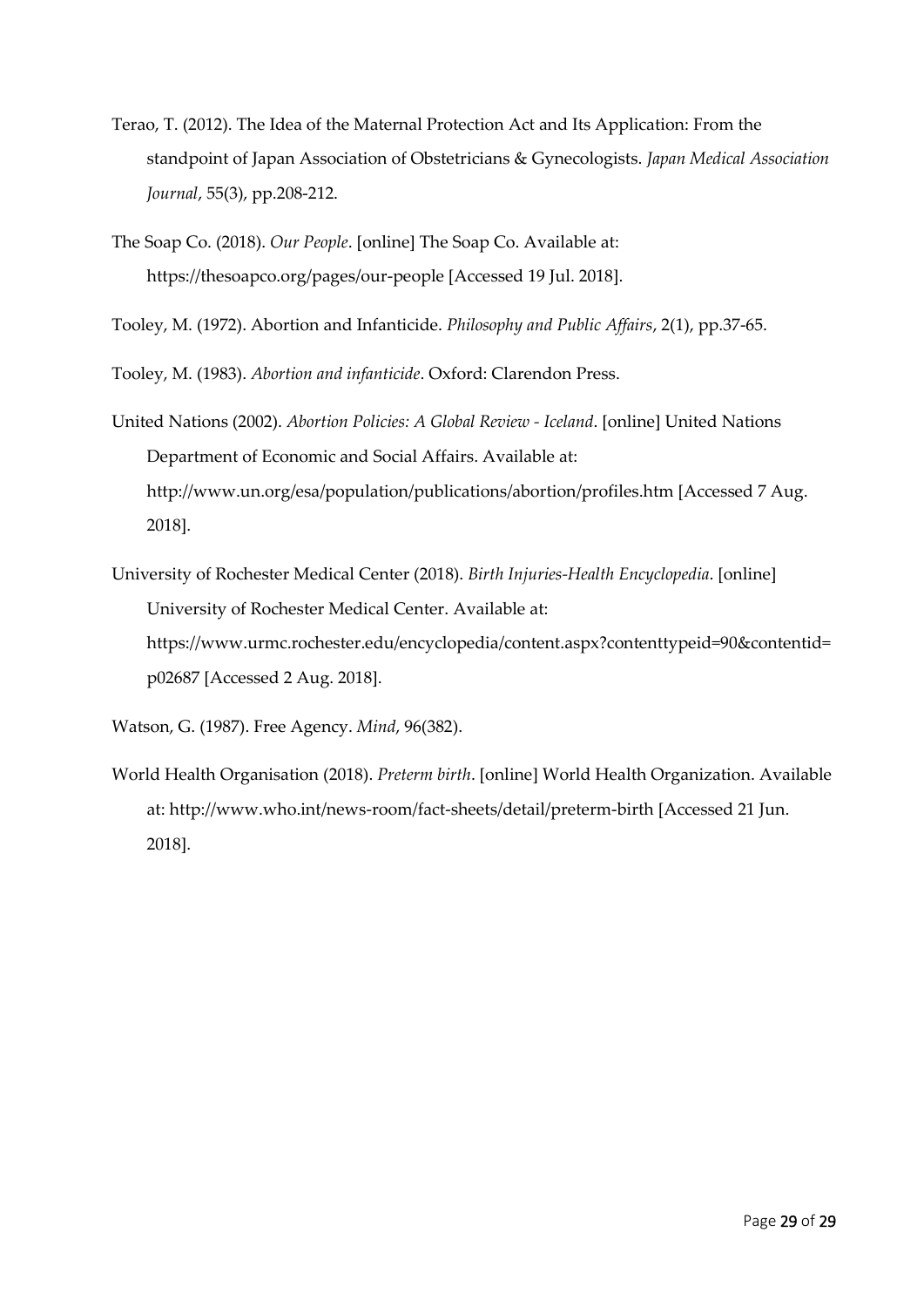Terao, T. (2012). The Idea of the Maternal Protection Act and Its Application: From the standpoint of Japan Association of Obstetricians & Gynecologists. *Japan Medical Association Journal*, 55(3), pp.208-212.

The Soap Co. (2018). *Our People*. [online] The Soap Co. Available at: https://thesoapco.org/pages/our-people [Accessed 19 Jul. 2018].

Tooley, M. (1972). Abortion and Infanticide. *Philosophy and Public Affairs*, 2(1), pp.37-65.

Tooley, M. (1983). *Abortion and infanticide*. Oxford: Clarendon Press.

United Nations (2002). *Abortion Policies: A Global Review - Iceland*. [online] United Nations Department of Economic and Social Affairs. Available at: http://www.un.org/esa/population/publications/abortion/profiles.htm [Accessed 7 Aug. 2018].

University of Rochester Medical Center (2018). *Birth Injuries-Health Encyclopedia*. [online] University of Rochester Medical Center. Available at: https://www.urmc.rochester.edu/encyclopedia/content.aspx?contenttypeid=90&contentid=p02687 [Accessed 2 Aug. 2018].

Watson, G. (1987). Free Agency. *Mind*, 96(382).

World Health Organisation (2018). *Preterm birth*. [online] World Health Organization. Available at: http://www.who.int/news-room/fact-sheets/detail/preterm-birth [Accessed 21 Jun. 2018].